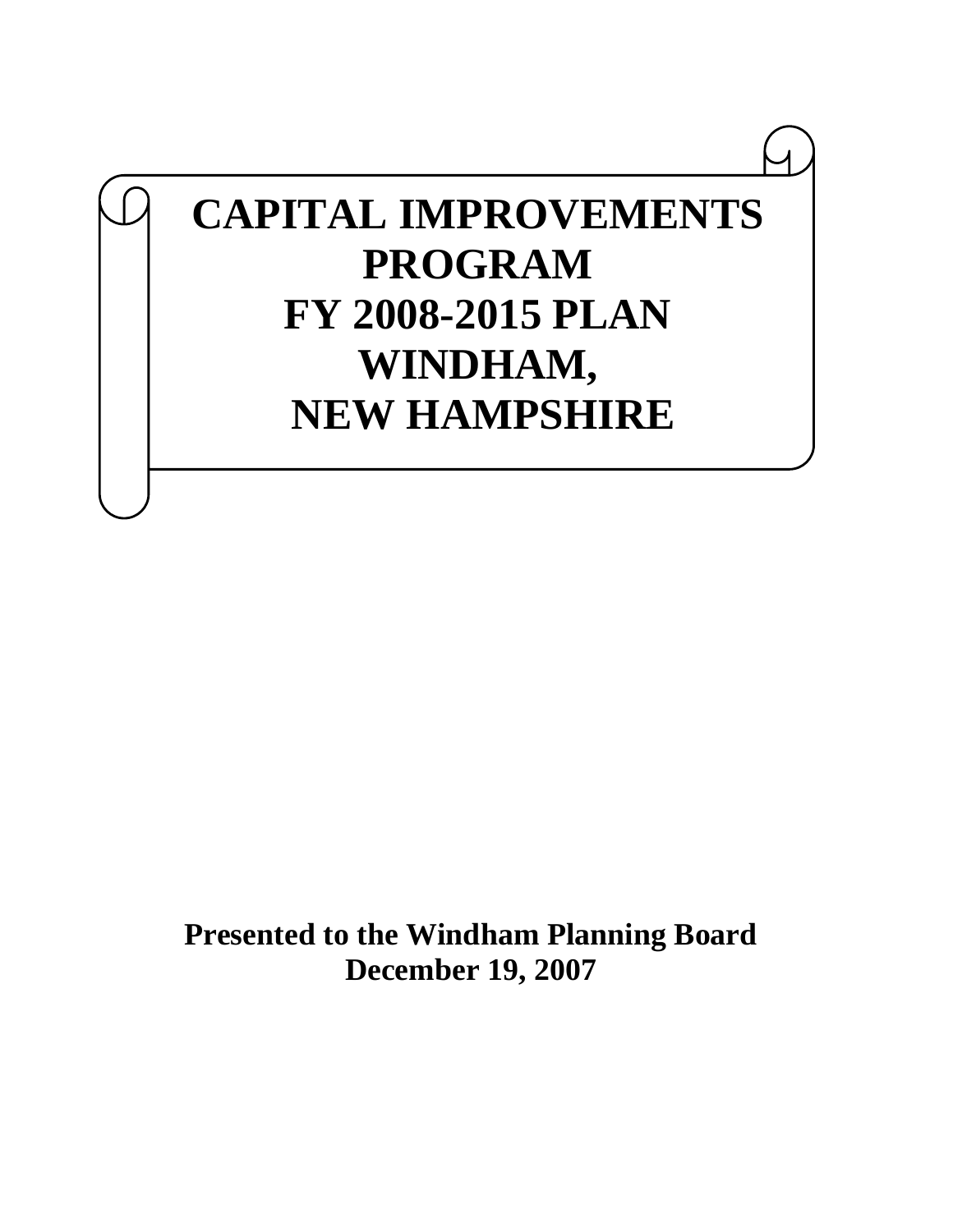# CAPITAL IMPROVEMENTS PROGRAM FY 2008-2015 PLAN WINDHAM, NEW HAMPSHIRE

**Presented to the Windham Planning Board**
**December 19, 2007**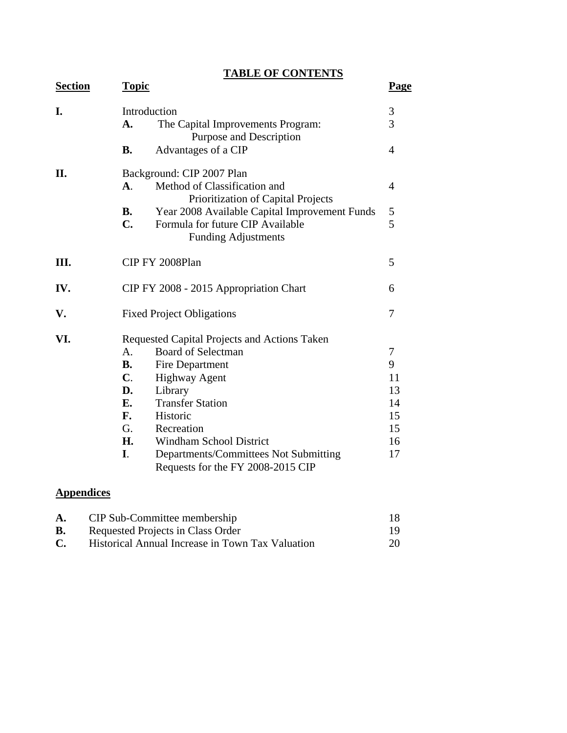# TABLE OF CONTENTS

| Section | Topic | | Page |
|---|---|---|---|
| **I.** | Introduction | | 3 |
| | **A.** | The Capital Improvements Program: Purpose and Description | 3 |
| | **B.** | Advantages of a CIP | 4 |
| **II.** | Background: CIP 2007 Plan | | |
| | **A**. | Method of Classification and Prioritization of Capital Projects | 4 |
| | **B.** | Year 2008 Available Capital Improvement Funds | 5 |
| | **C.** | Formula for future CIP Available Funding Adjustments | 5 |
| **III.** | CIP FY 2008Plan | | 5 |
| **IV.** | CIP FY 2008 - 2015 Appropriation Chart | | 6 |
| **V.** | Fixed Project Obligations | | 7 |
| **VI.** | Requested Capital Projects and Actions Taken | | |
| | A. | Board of Selectman | 7 |
| | **B.** | Fire Department | 9 |
| | **C**. | Highway Agent | 11 |
| | **D.** | Library | 13 |
| | **E.** | Transfer Station | 14 |
| | **F.** | Historic | 15 |
| | G. | Recreation | 15 |
| | **H.** | Windham School District | 16 |
| | **I**. | Departments/Committees Not Submitting Requests for the FY 2008-2015 CIP | 17 |

## Appendices

| | | |
|---|---|---|
| **A.** | CIP Sub-Committee membership | 18 |
| **B.** | Requested Projects in Class Order | 19 |
| **C.** | Historical Annual Increase in Town Tax Valuation | 20 |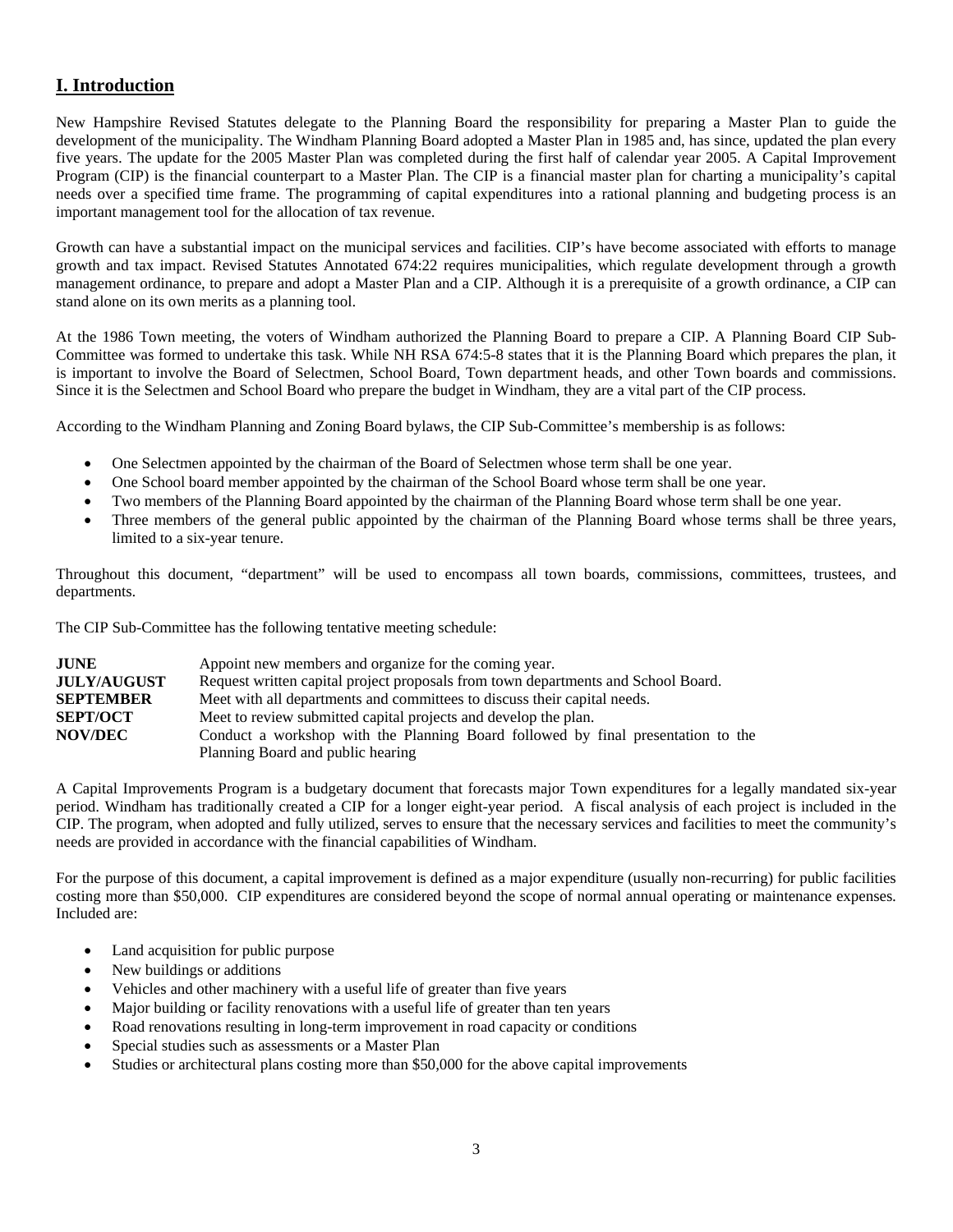## I. Introduction

New Hampshire Revised Statutes delegate to the Planning Board the responsibility for preparing a Master Plan to guide the development of the municipality. The Windham Planning Board adopted a Master Plan in 1985 and, has since, updated the plan every five years. The update for the 2005 Master Plan was completed during the first half of calendar year 2005. A Capital Improvement Program (CIP) is the financial counterpart to a Master Plan. The CIP is a financial master plan for charting a municipality's capital needs over a specified time frame. The programming of capital expenditures into a rational planning and budgeting process is an important management tool for the allocation of tax revenue.

Growth can have a substantial impact on the municipal services and facilities. CIP's have become associated with efforts to manage growth and tax impact. Revised Statutes Annotated 674:22 requires municipalities, which regulate development through a growth management ordinance, to prepare and adopt a Master Plan and a CIP. Although it is a prerequisite of a growth ordinance, a CIP can stand alone on its own merits as a planning tool.

At the 1986 Town meeting, the voters of Windham authorized the Planning Board to prepare a CIP. A Planning Board CIP Sub-Committee was formed to undertake this task. While NH RSA 674:5-8 states that it is the Planning Board which prepares the plan, it is important to involve the Board of Selectmen, School Board, Town department heads, and other Town boards and commissions. Since it is the Selectmen and School Board who prepare the budget in Windham, they are a vital part of the CIP process.

According to the Windham Planning and Zoning Board bylaws, the CIP Sub-Committee's membership is as follows:

- One Selectmen appointed by the chairman of the Board of Selectmen whose term shall be one year.
- One School board member appointed by the chairman of the School Board whose term shall be one year.
- Two members of the Planning Board appointed by the chairman of the Planning Board whose term shall be one year.
- Three members of the general public appointed by the chairman of the Planning Board whose terms shall be three years, limited to a six-year tenure.

Throughout this document, "department" will be used to encompass all town boards, commissions, committees, trustees, and departments.

The CIP Sub-Committee has the following tentative meeting schedule:

| | |
|---|---|
| **JUNE** | Appoint new members and organize for the coming year. |
| **JULY/AUGUST** | Request written capital project proposals from town departments and School Board. |
| **SEPTEMBER** | Meet with all departments and committees to discuss their capital needs. |
| **SEPT/OCT** | Meet to review submitted capital projects and develop the plan. |
| **NOV/DEC** | Conduct a workshop with the Planning Board followed by final presentation to the Planning Board and public hearing |

A Capital Improvements Program is a budgetary document that forecasts major Town expenditures for a legally mandated six-year period. Windham has traditionally created a CIP for a longer eight-year period. A fiscal analysis of each project is included in the CIP. The program, when adopted and fully utilized, serves to ensure that the necessary services and facilities to meet the community's needs are provided in accordance with the financial capabilities of Windham.

For the purpose of this document, a capital improvement is defined as a major expenditure (usually non-recurring) for public facilities costing more than $50,000. CIP expenditures are considered beyond the scope of normal annual operating or maintenance expenses. Included are:

- Land acquisition for public purpose
- New buildings or additions
- Vehicles and other machinery with a useful life of greater than five years
- Major building or facility renovations with a useful life of greater than ten years
- Road renovations resulting in long-term improvement in road capacity or conditions
- Special studies such as assessments or a Master Plan
- Studies or architectural plans costing more than $50,000 for the above capital improvements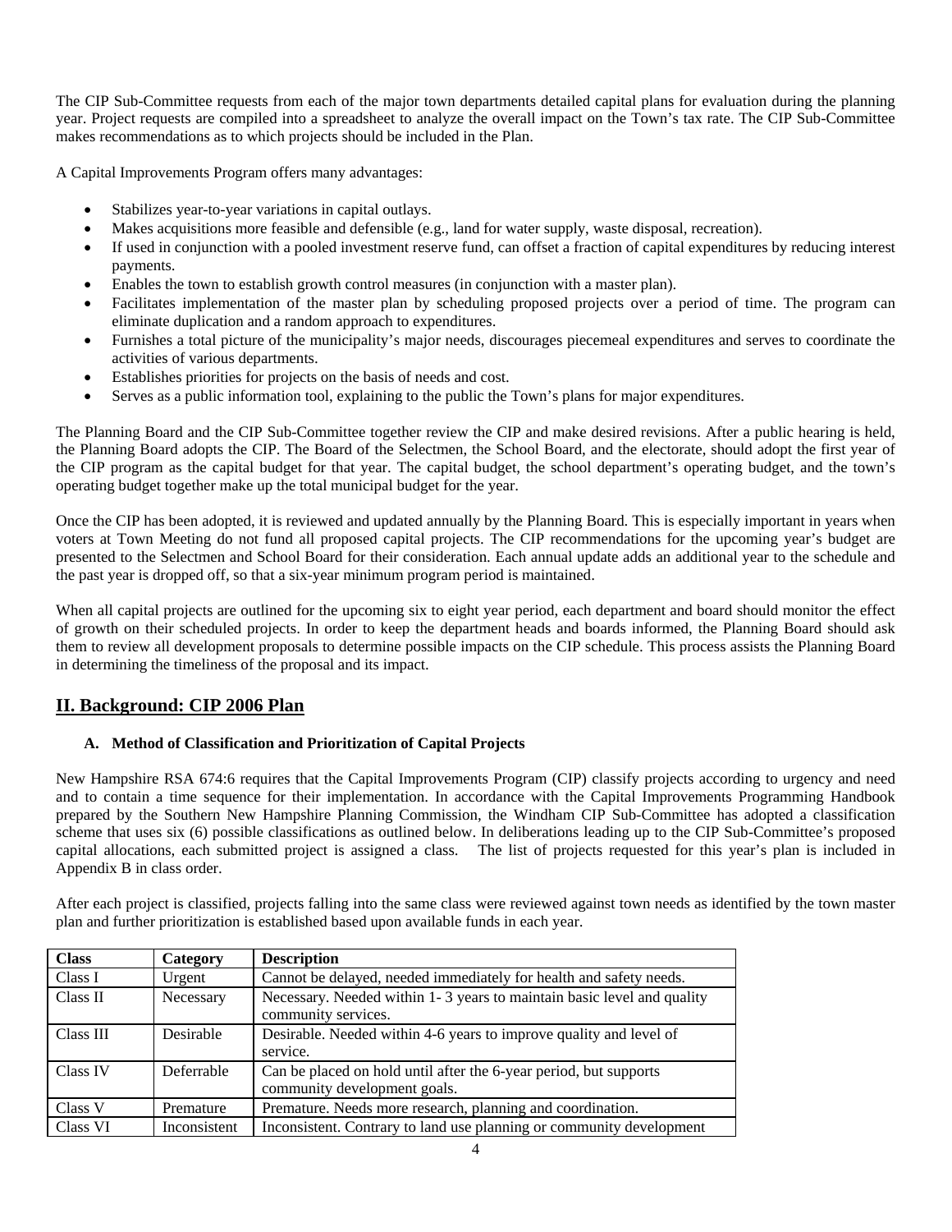The CIP Sub-Committee requests from each of the major town departments detailed capital plans for evaluation during the planning year. Project requests are compiled into a spreadsheet to analyze the overall impact on the Town's tax rate. The CIP Sub-Committee makes recommendations as to which projects should be included in the Plan.

A Capital Improvements Program offers many advantages:

- Stabilizes year-to-year variations in capital outlays.
- Makes acquisitions more feasible and defensible (e.g., land for water supply, waste disposal, recreation).
- If used in conjunction with a pooled investment reserve fund, can offset a fraction of capital expenditures by reducing interest payments.
- Enables the town to establish growth control measures (in conjunction with a master plan).
- Facilitates implementation of the master plan by scheduling proposed projects over a period of time. The program can eliminate duplication and a random approach to expenditures.
- Furnishes a total picture of the municipality's major needs, discourages piecemeal expenditures and serves to coordinate the activities of various departments.
- Establishes priorities for projects on the basis of needs and cost.
- Serves as a public information tool, explaining to the public the Town's plans for major expenditures.

The Planning Board and the CIP Sub-Committee together review the CIP and make desired revisions. After a public hearing is held, the Planning Board adopts the CIP. The Board of the Selectmen, the School Board, and the electorate, should adopt the first year of the CIP program as the capital budget for that year. The capital budget, the school department's operating budget, and the town's operating budget together make up the total municipal budget for the year.

Once the CIP has been adopted, it is reviewed and updated annually by the Planning Board. This is especially important in years when voters at Town Meeting do not fund all proposed capital projects. The CIP recommendations for the upcoming year's budget are presented to the Selectmen and School Board for their consideration. Each annual update adds an additional year to the schedule and the past year is dropped off, so that a six-year minimum program period is maintained.

When all capital projects are outlined for the upcoming six to eight year period, each department and board should monitor the effect of growth on their scheduled projects. In order to keep the department heads and boards informed, the Planning Board should ask them to review all development proposals to determine possible impacts on the CIP schedule. This process assists the Planning Board in determining the timeliness of the proposal and its impact.

## II. Background: CIP 2006 Plan

### A. Method of Classification and Prioritization of Capital Projects

New Hampshire RSA 674:6 requires that the Capital Improvements Program (CIP) classify projects according to urgency and need and to contain a time sequence for their implementation. In accordance with the Capital Improvements Programming Handbook prepared by the Southern New Hampshire Planning Commission, the Windham CIP Sub-Committee has adopted a classification scheme that uses six (6) possible classifications as outlined below. In deliberations leading up to the CIP Sub-Committee's proposed capital allocations, each submitted project is assigned a class. The list of projects requested for this year's plan is included in Appendix B in class order.

After each project is classified, projects falling into the same class were reviewed against town needs as identified by the town master plan and further prioritization is established based upon available funds in each year.

| Class | Category | Description |
|---|---|---|
| Class I | Urgent | Cannot be delayed, needed immediately for health and safety needs. |
| Class II | Necessary | Necessary. Needed within 1- 3 years to maintain basic level and quality community services. |
| Class III | Desirable | Desirable. Needed within 4-6 years to improve quality and level of service. |
| Class IV | Deferrable | Can be placed on hold until after the 6-year period, but supports community development goals. |
| Class V | Premature | Premature. Needs more research, planning and coordination. |
| Class VI | Inconsistent | Inconsistent. Contrary to land use planning or community development |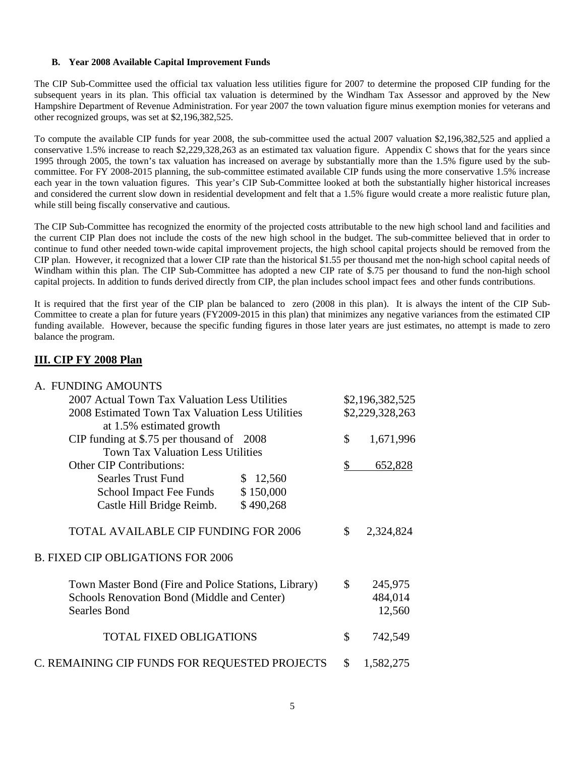### B. Year 2008 Available Capital Improvement Funds

The CIP Sub-Committee used the official tax valuation less utilities figure for 2007 to determine the proposed CIP funding for the subsequent years in its plan. This official tax valuation is determined by the Windham Tax Assessor and approved by the New Hampshire Department of Revenue Administration. For year 2007 the town valuation figure minus exemption monies for veterans and other recognized groups, was set at $2,196,382,525.

To compute the available CIP funds for year 2008, the sub-committee used the actual 2007 valuation $2,196,382,525 and applied a conservative 1.5% increase to reach $2,229,328,263 as an estimated tax valuation figure. Appendix C shows that for the years since 1995 through 2005, the town's tax valuation has increased on average by substantially more than the 1.5% figure used by the sub-committee. For FY 2008-2015 planning, the sub-committee estimated available CIP funds using the more conservative 1.5% increase each year in the town valuation figures. This year's CIP Sub-Committee looked at both the substantially higher historical increases and considered the current slow down in residential development and felt that a 1.5% figure would create a more realistic future plan, while still being fiscally conservative and cautious.

The CIP Sub-Committee has recognized the enormity of the projected costs attributable to the new high school land and facilities and the current CIP Plan does not include the costs of the new high school in the budget. The sub-committee believed that in order to continue to fund other needed town-wide capital improvement projects, the high school capital projects should be removed from the CIP plan. However, it recognized that a lower CIP rate than the historical $1.55 per thousand met the non-high school capital needs of Windham within this plan. The CIP Sub-Committee has adopted a new CIP rate of $.75 per thousand to fund the non-high school capital projects. In addition to funds derived directly from CIP, the plan includes school impact fees and other funds contributions.

It is required that the first year of the CIP plan be balanced to zero (2008 in this plan). It is always the intent of the CIP Sub-Committee to create a plan for future years (FY2009-2015 in this plan) that minimizes any negative variances from the estimated CIP funding available. However, because the specific funding figures in those later years are just estimates, no attempt is made to zero balance the program.

## III. CIP FY 2008 Plan

A. FUNDING AMOUNTS

| | | |
|---|---|---|
| 2007 Actual Town Tax Valuation Less Utilities | | $2,196,382,525 |
| 2008 Estimated Town Tax Valuation Less Utilities at 1.5% estimated growth | | $2,229,328,263 |
| CIP funding at $.75 per thousand of 2008 Town Tax Valuation Less Utilities | | $ 1,671,996 |
| Other CIP Contributions: | | $ 652,828 |
| Searles Trust Fund | $ 12,560 | |
| School Impact Fee Funds | $ 150,000 | |
| Castle Hill Bridge Reimb. | $ 490,268 | |
| TOTAL AVAILABLE CIP FUNDING FOR 2006 | | $ 2,324,824 |

B. FIXED CIP OBLIGATIONS FOR 2006

| | |
|---|---|
| Town Master Bond (Fire and Police Stations, Library) | $ 245,975 |
| Schools Renovation Bond (Middle and Center) | 484,014 |
| Searles Bond | 12,560 |
| TOTAL FIXED OBLIGATIONS | $ 742,549 |

C. REMAINING CIP FUNDS FOR REQUESTED PROJECTS $ 1,582,275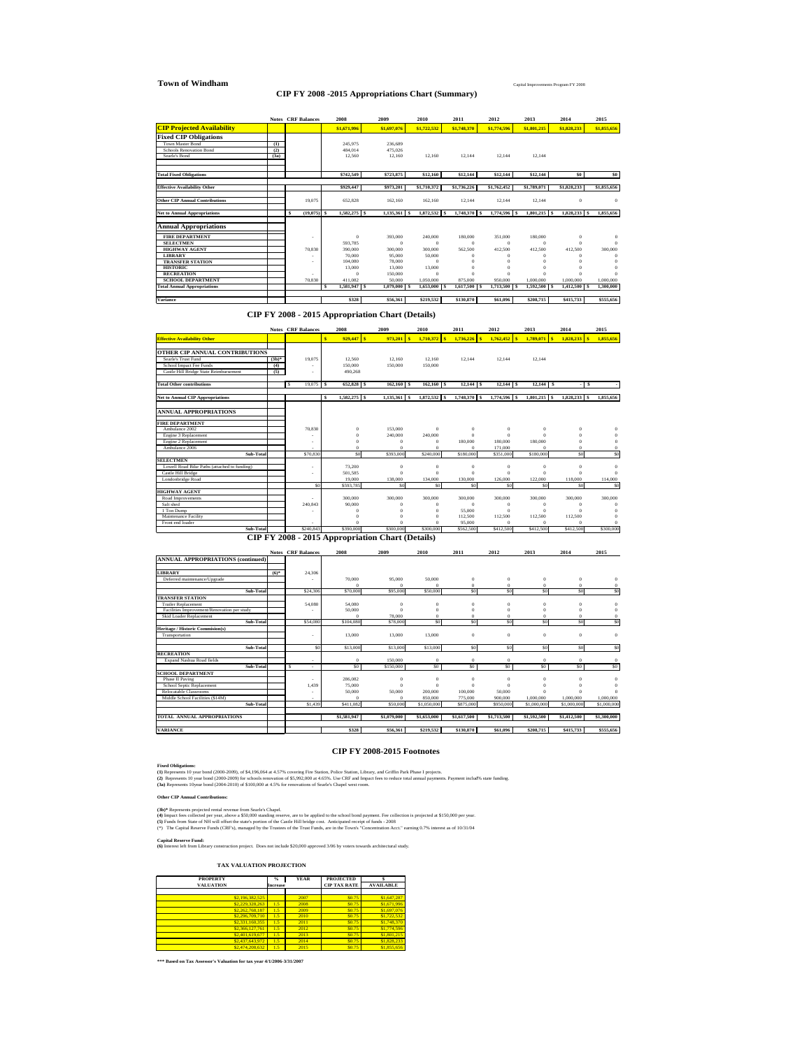**Town of Windham**

Capital Improvements Program FY 2008

## CIP FY 2008 -2015 Appropriations Chart (Summary)

| | Notes | CRF Balances | 2008 | 2009 | 2010 | 2011 | 2012 | 2013 | 2014 | 2015 |
|---|---|---|---|---|---|---|---|---|---|---|
| **CIP Projected Availability** | | | $1,671,996 | $1,697,076 | $1,722,532 | $1,748,370 | $1,774,596 | $1,801,215 | $1,828,233 | $1,855,656 |
| **Fixed CIP Obligations** | | | | | | | | | | |
| Town Master Bond | (1) | | 245,975 | 236,689 | | | | | | |
| Schools Renovation Bond | (2) | | 484,014 | 475,026 | | | | | | |
| Searle's Bond | (3a) | | 12,560 | 12,160 | 12,160 | 12,144 | 12,144 | 12,144 | | |
| **Total Fixed Obligations** | | | $742,549 | $723,875 | $12,160 | $12,144 | $12,144 | $12,144 | $0 | $0 |
| **Effective Availability Other** | | | $929,447 | $973,201 | $1,710,372 | $1,736,226 | $1,762,452 | $1,789,071 | $1,828,233 | $1,855,656 |
| **Other CIP Annual Contributions** | | 19,075 | 652,828 | 162,160 | 162,160 | 12,144 | 12,144 | 12,144 | 0 | 0 |
| **Net to Annual Appropriations** | | $ (19,075) | $ 1,582,275 | $ 1,135,361 | $ 1,872,532 | $ 1,748,370 | $ 1,774,596 | $ 1,801,215 | $ 1,828,233 | $ 1,855,656 |
| **Annual Appropriations** | | | | | | | | | | |
| FIRE DEPARTMENT | | - | 0 | 393,000 | 240,000 | 180,000 | 351,000 | 180,000 | 0 | 0 |
| SELECTMEN | | | 593,785 | 0 | 0 | 0 | 0 | 0 | 0 | 0 |
| HIGHWAY AGENT | | 70,830 | 390,000 | 300,000 | 300,000 | 562,500 | 412,500 | 412,500 | 412,500 | 300,000 |
| LIBRARY | | - | 70,000 | 95,000 | 50,000 | 0 | 0 | 0 | 0 | 0 |
| TRANSFER STATION | | - | 104,080 | 78,000 | 0 | 0 | 0 | 0 | 0 | 0 |
| HISTORIC | | | 13,000 | 13,000 | 13,000 | 0 | 0 | 0 | 0 | 0 |
| RECREATION | | - | 0 | 150,000 | 0 | 0 | 0 | 0 | 0 | 0 |
| SCHOOL DEPARTMENT | | 70,830 | 411,082 | 50,000 | 1,050,000 | 875,000 | 950,000 | 1,000,000 | 1,000,000 | 1,000,000 |
| **Total Annual Appropriations** | | | $ 1,581,947 | $ 1,079,000 | $ 1,653,000 | $ 1,617,500 | $ 1,713,500 | $ 1,592,500 | $ 1,412,500 | $ 1,300,000 |
| **Variance** | | | $328 | $56,361 | $219,532 | $130,870 | $61,096 | $208,715 | $415,733 | $555,656 |

## CIP FY 2008 - 2015 Appropriation Chart (Details)

| | Notes | CRF Balances | 2008 | 2009 | 2010 | 2011 | 2012 | 2013 | 2014 | 2015 |
|---|---|---|---|---|---|---|---|---|---|---|
| **Effective Availability Other** | | | $ 929,447 | $ 973,201 | $ 1,710,372 | $ 1,736,226 | $ 1,762,452 | $ 1,789,071 | $ 1,828,233 | $ 1,855,656 |
| **OTHER CIP ANNUAL CONTRIBUTIONS** | | | | | | | | | | |
| Searle's Trust Fund | (3b)* | 19,075 | 12,560 | 12,160 | 12,160 | 12,144 | 12,144 | 12,144 | | |
| School Impact Fee Funds | (4) | - | 150,000 | 150,000 | 150,000 | | | | | |
| Castle Hill Bridge State Reimbursement | (5) | - | 490,268 | | | | | | | |
| **Total Other contributions** | | $ 19,075 | $ 652,828 | $ 162,160 | $ 162,160 | $ 12,144 | $ 12,144 | $ 12,144 | $ - | $ - |
| **Net to Annual CIP Appropriations** | | | $ 1,582,275 | $ 1,135,361 | $ 1,872,532 | $ 1,748,370 | $ 1,774,596 | $ 1,801,215 | $ 1,828,233 | $ 1,855,656 |
| **ANNUAL APPROPRIATIONS** | | | | | | | | | | |
| **FIRE DEPARTMENT** | | | | | | | | | | |
| Ambulance 2002 | | 70,830 | 0 | 153,000 | 0 | 0 | 0 | 0 | 0 | 0 |
| Engine 3 Replacement | | - | 0 | 240,000 | 240,000 | 0 | 0 | 0 | 0 | 0 |
| Engine 2 Replacement | | - | 0 | 0 | 0 | 180,000 | 180,000 | 180,000 | 0 | 0 |
| Ambulance 2006 | | - | 0 | 0 | 0 | 0 | 171,000 | 0 | 0 | 0 |
| Sub-Total | | $70,830 | $0 | $393,000 | $240,000 | $180,000 | $351,000 | $180,000 | $0 | $0 |
| **SELECTMEN** | | | | | | | | | | |
| Lowell Road Bike Paths (attached to funding) | | - | 73,200 | 0 | 0 | 0 | 0 | 0 | 0 | 0 |
| Castle Hill Bridge | | - | 501,585 | 0 | 0 | 0 | 0 | 0 | 0 | 0 |
| Londonbridge Road | | | 19,000 | 138,000 | 134,000 | 130,000 | 126,000 | 122,000 | 118,000 | 114,000 |
| | | $0 | $593,785 | $0 | $0 | $0 | $0 | $0 | $0 | $0 |
| **HIGHWAY AGENT** | | | | | | | | | | |
| Road Improvements | | - | 300,000 | 300,000 | 300,000 | 300,000 | 300,000 | 300,000 | 300,000 | 300,000 |
| Salt shed | | 240,843 | 90,000 | 0 | 0 | 0 | 0 | 0 | 0 | 0 |
| 1 Ton Dump | | - | 0 | 0 | 0 | 55,000 | 0 | 0 | 0 | 0 |
| Maintenance Facility | | | 0 | 0 | 0 | 112,500 | 112,500 | 112,500 | 112,500 | 0 |
| Front end loader | | - | 0 | 0 | 0 | 95,000 | 0 | 0 | 0 | 0 |
| Sub-Total | | $240,843 | $390,000 | $300,000 | $300,000 | $562,500 | $412,500 | $412,500 | $412,500 | $300,000 |

## CIP FY 2008 - 2015 Appropriation Chart (Details)

| | Notes | CRF Balances | 2008 | 2009 | 2010 | 2011 | 2012 | 2013 | 2014 | 2015 |
|---|---|---|---|---|---|---|---|---|---|---|
| **ANNUAL APPROPRIATIONS (continued)** | | | | | | | | | | |
| **LIBRARY** | (6)* | 24,306 | | | | | | | | |
| Deferred maintenance/Upgrade | | - | 70,000 | 95,000 | 50,000 | 0 | 0 | 0 | 0 | 0 |
| | | | 0 | 0 | 0 | 0 | 0 | 0 | 0 | 0 |
| Sub-Total | | $24,306 | $70,000 | $95,000 | $50,000 | $0 | $0 | $0 | $0 | $0 |
| **TRANSFER STATION** | | | | | | | | | | |
| Trailer Replacement | | 54,080 | 54,080 | 0 | 0 | 0 | 0 | 0 | 0 | 0 |
| Facilities Improvement/Renovation per study | | - | 50,000 | 0 | 0 | 0 | 0 | 0 | 0 | 0 |
| Skid Loader Replacement | | | 0 | 78,000 | 0 | 0 | 0 | 0 | 0 | 0 |
| Sub-Total | | $54,080 | $104,080 | $78,000 | $0 | $0 | $0 | $0 | $0 | $0 |
| **Heritage / Historic Commision(s)** | | | | | | | | | | |
| Transportation | | - | 13,000 | 13,000 | 13,000 | 0 | 0 | 0 | 0 | 0 |
| Sub-Total | | $0 | $13,000 | $13,000 | $13,000 | $0 | $0 | $0 | $0 | $0 |
| **RECREATION** | | | | | | | | | | |
| Expand Nashua Road fields | | - | 0 | 150,000 | 0 | 0 | 0 | 0 | 0 | 0 |
| Sub-Total | | $ - | $0 | $150,000 | $0 | $0 | $0 | $0 | $0 | $0 |
| **SCHOOL DEPARTMENT** | | | | | | | | | | |
| Phase II Paving | | - | 286,082 | 0 | 0 | 0 | 0 | 0 | 0 | 0 |
| School Septic Replacement | | 1,439 | 75,000 | 0 | 0 | 0 | 0 | 0 | 0 | 0 |
| Relocatable Classrooms | | - | 50,000 | 50,000 | 200,000 | 100,000 | 50,000 | 0 | 0 | 0 |
| Middle School Facilities ($14M) | | - | 0 | 0 | 850,000 | 775,000 | 900,000 | 1,000,000 | 1,000,000 | 1,000,000 |
| Sub-Total | | $1,439 | $411,082 | $50,000 | $1,050,000 | $875,000 | $950,000 | $1,000,000 | $1,000,000 | $1,000,000 |
| **TOTAL ANNUAL APPROPRIATIONS** | | | $1,581,947 | $1,079,000 | $1,653,000 | $1,617,500 | $1,713,500 | $1,592,500 | $1,412,500 | $1,300,000 |
| **VARIANCE** | | | $328 | $56,361 | $219,532 | $130,870 | $61,096 | $208,715 | $415,733 | $555,656 |

## CIP FY 2008-2015 Footnotes

**Fixed Obligations:**

**(1)** Represents 10 year bond (2000-2009), of $4,196,064 at 4.57% covering Fire Station, Police Station, Library, and Griffin Park Phase I projects.
**(2)** Represents 10 year bond (2000-2009) for schools renovation of $5,992,000 at 4.65%. Use CRF and Impact fees to reduce total annual payments. Payment includ% state funding.
**(3a)** Represents 10year bond (2004-2010) of $100,000 at 4.5% for renovations of Searle's Chapel west room.

**Other CIP Annual Contributions:**

**(3b)*** Represents projected rental revenue from Searle's Chapel.
**(4)** Impact fees collected per year, above a $50,000 standing reserve, are to be applied to the school bond payment. Fee collection is projected at $150,000 per year.
**(5)** Funds from State of NH will offset the state's portion of the Castle Hill bridge cost. Anticipated receipt of funds - 2008
(*) The Capital Reserve Funds (CRF's), managed by the Trustees of the Trust Funds, are in the Town's "Concentration Acct." earning 0.7% interest as of 10/31/04

**Capital Reserve Fund:**
**(6)** Interest left from Library construction project. Does not include $20,000 approved 3/06 by voters towards architectural study.

### TAX VALUATION PROJECTION

| PROPERTY VALUATION | % Increase | YEAR | PROJECTED CIP TAX RATE | $ AVAILABLE |
|---|---|---|---|---|
| $2,196,382,525 | | 2007 | $0.75 | $1,647,287 |
| $2,229,328,263 | 1.5 | 2008 | $0.75 | $1,671,996 |
| $2,262,768,187 | 1.5 | 2009 | $0.75 | $1,697,076 |
| $2,296,709,710 | 1.5 | 2010 | $0.75 | $1,722,532 |
| $2,331,160,355 | 1.5 | 2011 | $0.75 | $1,748,370 |
| $2,366,127,761 | 1.5 | 2012 | $0.75 | $1,774,596 |
| $2,401,619,677 | 1.5 | 2013 | $0.75 | $1,801,215 |
| $2,437,643,972 | 1.5 | 2014 | $0.75 | $1,828,233 |
| $2,474,208,632 | 1.5 | 2015 | $0.75 | $1,855,656 |

**\*\*\* Based on Tax Assessor's Valuation for tax year 4/1/2006-3/31/2007**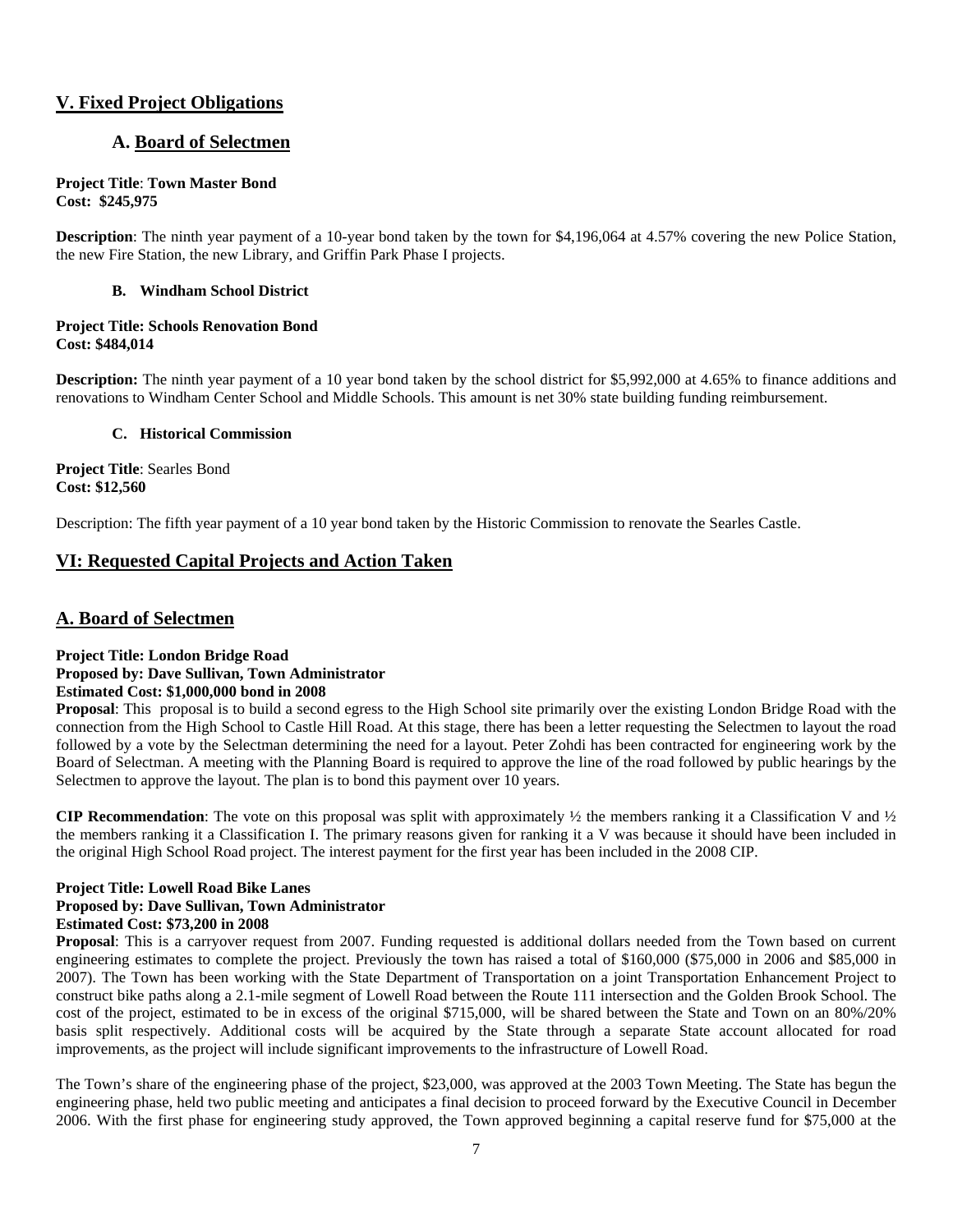## V. Fixed Project Obligations

### A. Board of Selectmen

**Project Title**: **Town Master Bond**
**Cost: $245,975**

**Description**: The ninth year payment of a 10-year bond taken by the town for $4,196,064 at 4.57% covering the new Police Station, the new Fire Station, the new Library, and Griffin Park Phase I projects.

#### B. Windham School District

**Project Title: Schools Renovation Bond**
**Cost: $484,014**

**Description:** The ninth year payment of a 10 year bond taken by the school district for $5,992,000 at 4.65% to finance additions and renovations to Windham Center School and Middle Schools. This amount is net 30% state building funding reimbursement.

#### C. Historical Commission

**Project Title**: Searles Bond
**Cost: $12,560**

Description: The fifth year payment of a 10 year bond taken by the Historic Commission to renovate the Searles Castle.

## VI: Requested Capital Projects and Action Taken

### A. Board of Selectmen

**Project Title: London Bridge Road**
**Proposed by: Dave Sullivan, Town Administrator**
**Estimated Cost: $1,000,000 bond in 2008**

**Proposal**: This proposal is to build a second egress to the High School site primarily over the existing London Bridge Road with the connection from the High School to Castle Hill Road. At this stage, there has been a letter requesting the Selectmen to layout the road followed by a vote by the Selectman determining the need for a layout. Peter Zohdi has been contracted for engineering work by the Board of Selectman. A meeting with the Planning Board is required to approve the line of the road followed by public hearings by the Selectmen to approve the layout. The plan is to bond this payment over 10 years.

**CIP Recommendation**: The vote on this proposal was split with approximately ½ the members ranking it a Classification V and ½ the members ranking it a Classification I. The primary reasons given for ranking it a V was because it should have been included in the original High School Road project. The interest payment for the first year has been included in the 2008 CIP.

**Project Title: Lowell Road Bike Lanes**
**Proposed by: Dave Sullivan, Town Administrator**
**Estimated Cost: $73,200 in 2008**

**Proposal**: This is a carryover request from 2007. Funding requested is additional dollars needed from the Town based on current engineering estimates to complete the project. Previously the town has raised a total of $160,000 ($75,000 in 2006 and $85,000 in 2007). The Town has been working with the State Department of Transportation on a joint Transportation Enhancement Project to construct bike paths along a 2.1-mile segment of Lowell Road between the Route 111 intersection and the Golden Brook School. The cost of the project, estimated to be in excess of the original $715,000, will be shared between the State and Town on an 80%/20% basis split respectively. Additional costs will be acquired by the State through a separate State account allocated for road improvements, as the project will include significant improvements to the infrastructure of Lowell Road.

The Town's share of the engineering phase of the project, $23,000, was approved at the 2003 Town Meeting. The State has begun the engineering phase, held two public meeting and anticipates a final decision to proceed forward by the Executive Council in December 2006. With the first phase for engineering study approved, the Town approved beginning a capital reserve fund for $75,000 at the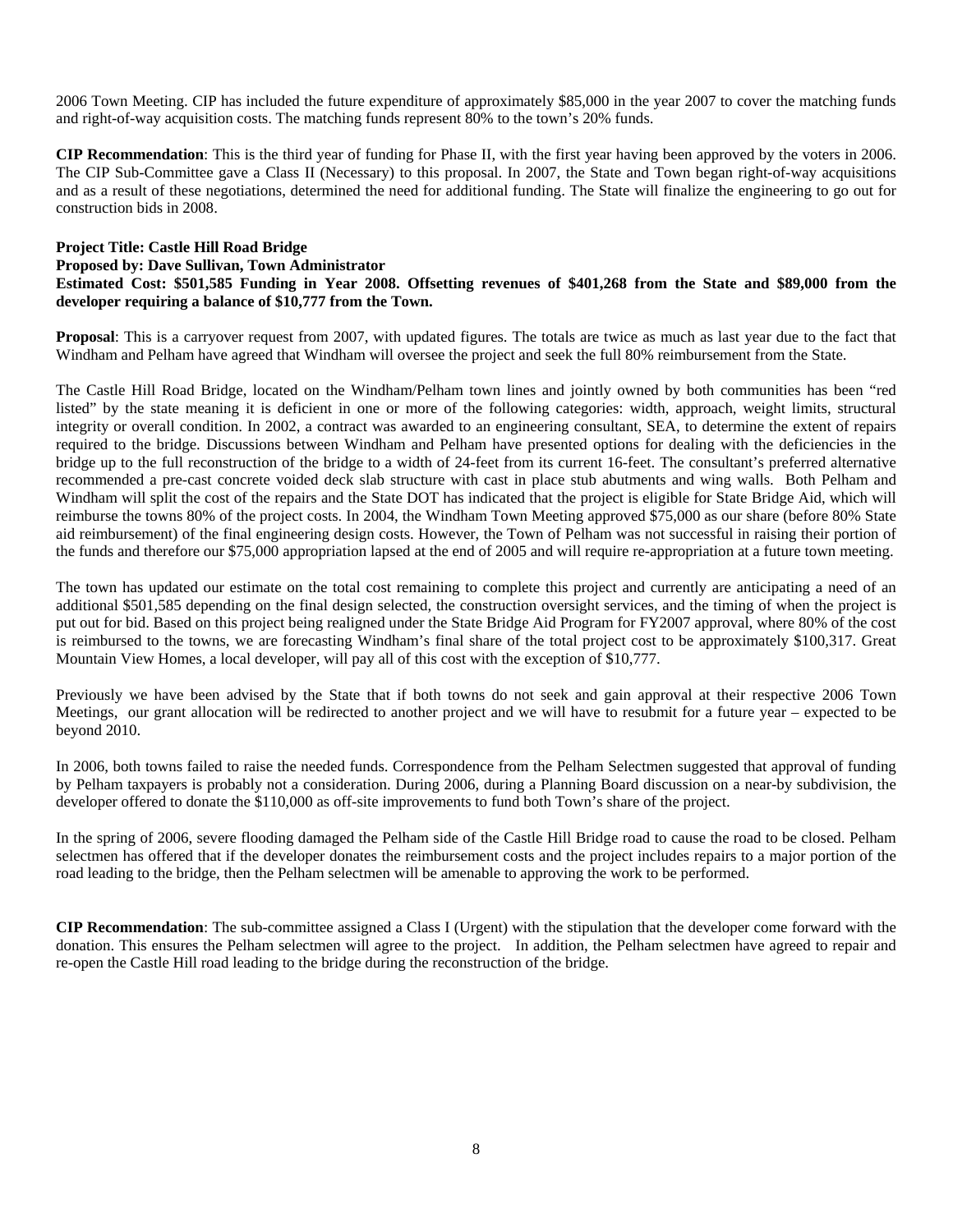2006 Town Meeting. CIP has included the future expenditure of approximately $85,000 in the year 2007 to cover the matching funds and right-of-way acquisition costs. The matching funds represent 80% to the town's 20% funds.

**CIP Recommendation**: This is the third year of funding for Phase II, with the first year having been approved by the voters in 2006. The CIP Sub-Committee gave a Class II (Necessary) to this proposal. In 2007, the State and Town began right-of-way acquisitions and as a result of these negotiations, determined the need for additional funding. The State will finalize the engineering to go out for construction bids in 2008.

**Project Title: Castle Hill Road Bridge**
**Proposed by: Dave Sullivan, Town Administrator**
**Estimated Cost: $501,585 Funding in Year 2008. Offsetting revenues of $401,268 from the State and $89,000 from the developer requiring a balance of $10,777 from the Town.**

**Proposal**: This is a carryover request from 2007, with updated figures. The totals are twice as much as last year due to the fact that Windham and Pelham have agreed that Windham will oversee the project and seek the full 80% reimbursement from the State.

The Castle Hill Road Bridge, located on the Windham/Pelham town lines and jointly owned by both communities has been "red listed" by the state meaning it is deficient in one or more of the following categories: width, approach, weight limits, structural integrity or overall condition. In 2002, a contract was awarded to an engineering consultant, SEA, to determine the extent of repairs required to the bridge. Discussions between Windham and Pelham have presented options for dealing with the deficiencies in the bridge up to the full reconstruction of the bridge to a width of 24-feet from its current 16-feet. The consultant's preferred alternative recommended a pre-cast concrete voided deck slab structure with cast in place stub abutments and wing walls. Both Pelham and Windham will split the cost of the repairs and the State DOT has indicated that the project is eligible for State Bridge Aid, which will reimburse the towns 80% of the project costs. In 2004, the Windham Town Meeting approved $75,000 as our share (before 80% State aid reimbursement) of the final engineering design costs. However, the Town of Pelham was not successful in raising their portion of the funds and therefore our $75,000 appropriation lapsed at the end of 2005 and will require re-appropriation at a future town meeting.

The town has updated our estimate on the total cost remaining to complete this project and currently are anticipating a need of an additional $501,585 depending on the final design selected, the construction oversight services, and the timing of when the project is put out for bid. Based on this project being realigned under the State Bridge Aid Program for FY2007 approval, where 80% of the cost is reimbursed to the towns, we are forecasting Windham's final share of the total project cost to be approximately $100,317. Great Mountain View Homes, a local developer, will pay all of this cost with the exception of $10,777.

Previously we have been advised by the State that if both towns do not seek and gain approval at their respective 2006 Town Meetings, our grant allocation will be redirected to another project and we will have to resubmit for a future year – expected to be beyond 2010.

In 2006, both towns failed to raise the needed funds. Correspondence from the Pelham Selectmen suggested that approval of funding by Pelham taxpayers is probably not a consideration. During 2006, during a Planning Board discussion on a near-by subdivision, the developer offered to donate the $110,000 as off-site improvements to fund both Town's share of the project.

In the spring of 2006, severe flooding damaged the Pelham side of the Castle Hill Bridge road to cause the road to be closed. Pelham selectmen has offered that if the developer donates the reimbursement costs and the project includes repairs to a major portion of the road leading to the bridge, then the Pelham selectmen will be amenable to approving the work to be performed.

**CIP Recommendation**: The sub-committee assigned a Class I (Urgent) with the stipulation that the developer come forward with the donation. This ensures the Pelham selectmen will agree to the project. In addition, the Pelham selectmen have agreed to repair and re-open the Castle Hill road leading to the bridge during the reconstruction of the bridge.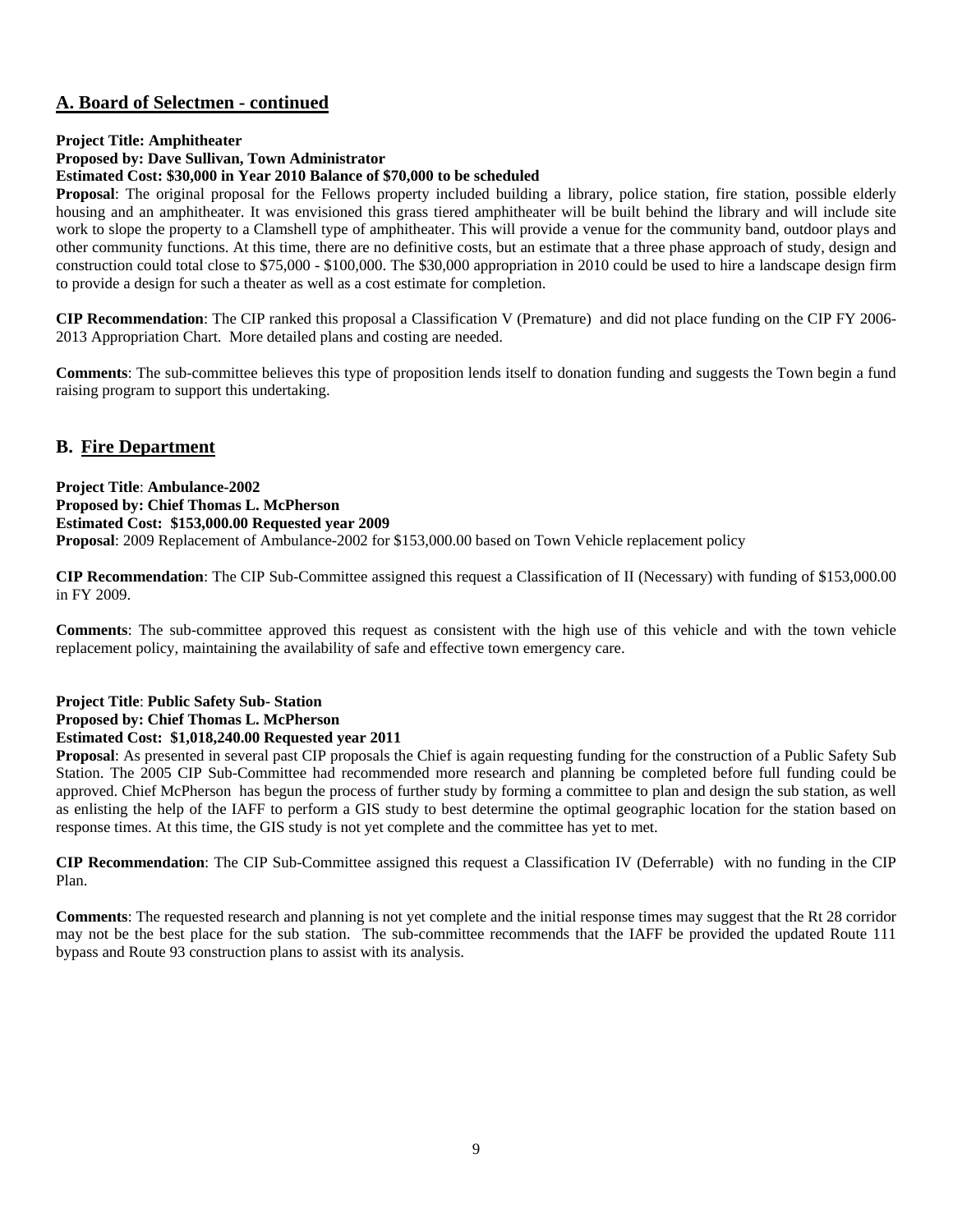## A. Board of Selectmen - continued

**Project Title: Amphitheater**
**Proposed by: Dave Sullivan, Town Administrator**
**Estimated Cost: $30,000 in Year 2010 Balance of $70,000 to be scheduled**

**Proposal**: The original proposal for the Fellows property included building a library, police station, fire station, possible elderly housing and an amphitheater. It was envisioned this grass tiered amphitheater will be built behind the library and will include site work to slope the property to a Clamshell type of amphitheater. This will provide a venue for the community band, outdoor plays and other community functions. At this time, there are no definitive costs, but an estimate that a three phase approach of study, design and construction could total close to $75,000 - $100,000. The $30,000 appropriation in 2010 could be used to hire a landscape design firm to provide a design for such a theater as well as a cost estimate for completion.

**CIP Recommendation**: The CIP ranked this proposal a Classification V (Premature) and did not place funding on the CIP FY 2006-2013 Appropriation Chart. More detailed plans and costing are needed.

**Comments**: The sub-committee believes this type of proposition lends itself to donation funding and suggests the Town begin a fund raising program to support this undertaking.

## B. Fire Department

**Project Title**: **Ambulance-2002**
**Proposed by: Chief Thomas L. McPherson**
**Estimated Cost: $153,000.00 Requested year 2009**
**Proposal**: 2009 Replacement of Ambulance-2002 for $153,000.00 based on Town Vehicle replacement policy

**CIP Recommendation**: The CIP Sub-Committee assigned this request a Classification of II (Necessary) with funding of $153,000.00 in FY 2009.

**Comments**: The sub-committee approved this request as consistent with the high use of this vehicle and with the town vehicle replacement policy, maintaining the availability of safe and effective town emergency care.

**Project Title**: **Public Safety Sub- Station**
**Proposed by: Chief Thomas L. McPherson**
**Estimated Cost: $1,018,240.00 Requested year 2011**

**Proposal**: As presented in several past CIP proposals the Chief is again requesting funding for the construction of a Public Safety Sub Station. The 2005 CIP Sub-Committee had recommended more research and planning be completed before full funding could be approved. Chief McPherson has begun the process of further study by forming a committee to plan and design the sub station, as well as enlisting the help of the IAFF to perform a GIS study to best determine the optimal geographic location for the station based on response times. At this time, the GIS study is not yet complete and the committee has yet to met.

**CIP Recommendation**: The CIP Sub-Committee assigned this request a Classification IV (Deferrable) with no funding in the CIP Plan.

**Comments**: The requested research and planning is not yet complete and the initial response times may suggest that the Rt 28 corridor may not be the best place for the sub station. The sub-committee recommends that the IAFF be provided the updated Route 111 bypass and Route 93 construction plans to assist with its analysis.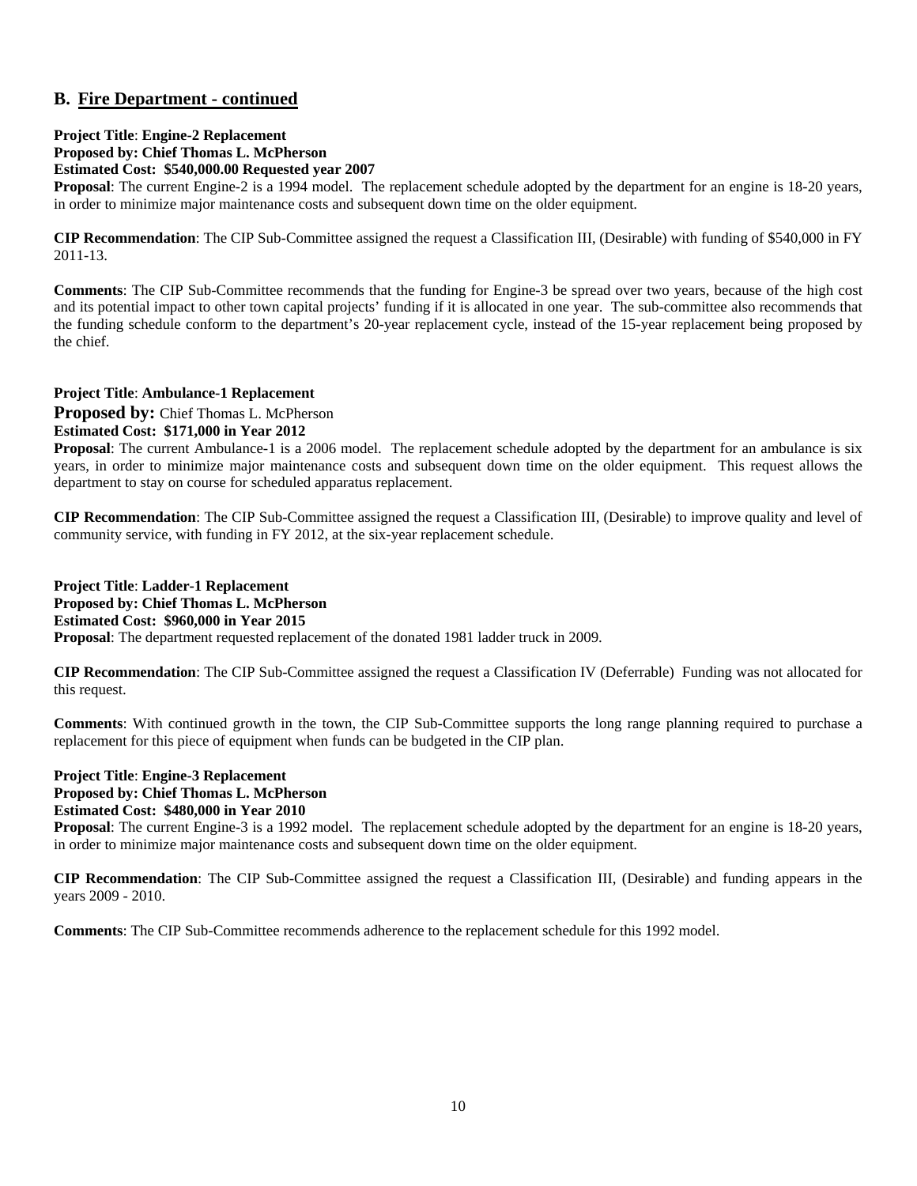## B. Fire Department - continued

**Project Title**: **Engine-2 Replacement**
**Proposed by: Chief Thomas L. McPherson**
**Estimated Cost: $540,000.00 Requested year 2007**
**Proposal**: The current Engine-2 is a 1994 model. The replacement schedule adopted by the department for an engine is 18-20 years, in order to minimize major maintenance costs and subsequent down time on the older equipment.

**CIP Recommendation**: The CIP Sub-Committee assigned the request a Classification III, (Desirable) with funding of $540,000 in FY 2011-13.

**Comments**: The CIP Sub-Committee recommends that the funding for Engine-3 be spread over two years, because of the high cost and its potential impact to other town capital projects' funding if it is allocated in one year. The sub-committee also recommends that the funding schedule conform to the department's 20-year replacement cycle, instead of the 15-year replacement being proposed by the chief.

**Project Title**: **Ambulance-1 Replacement**
**Proposed by:** Chief Thomas L. McPherson
**Estimated Cost: $171,000 in Year 2012**
**Proposal**: The current Ambulance-1 is a 2006 model. The replacement schedule adopted by the department for an ambulance is six years, in order to minimize major maintenance costs and subsequent down time on the older equipment. This request allows the department to stay on course for scheduled apparatus replacement.

**CIP Recommendation**: The CIP Sub-Committee assigned the request a Classification III, (Desirable) to improve quality and level of community service, with funding in FY 2012, at the six-year replacement schedule.

**Project Title**: **Ladder-1 Replacement**
**Proposed by: Chief Thomas L. McPherson**
**Estimated Cost: $960,000 in Year 2015**
**Proposal**: The department requested replacement of the donated 1981 ladder truck in 2009.

**CIP Recommendation**: The CIP Sub-Committee assigned the request a Classification IV (Deferrable) Funding was not allocated for this request.

**Comments**: With continued growth in the town, the CIP Sub-Committee supports the long range planning required to purchase a replacement for this piece of equipment when funds can be budgeted in the CIP plan.

**Project Title**: **Engine-3 Replacement**
**Proposed by: Chief Thomas L. McPherson**
**Estimated Cost: $480,000 in Year 2010**
**Proposal**: The current Engine-3 is a 1992 model. The replacement schedule adopted by the department for an engine is 18-20 years, in order to minimize major maintenance costs and subsequent down time on the older equipment.

**CIP Recommendation**: The CIP Sub-Committee assigned the request a Classification III, (Desirable) and funding appears in the years 2009 - 2010.

**Comments**: The CIP Sub-Committee recommends adherence to the replacement schedule for this 1992 model.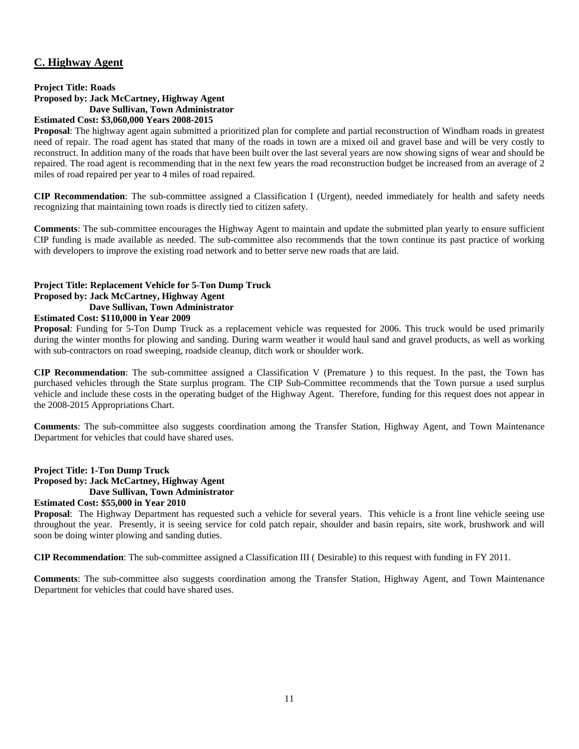## C. Highway Agent

**Project Title: Roads**
**Proposed by: Jack McCartney, Highway Agent**
**Dave Sullivan, Town Administrator**
**Estimated Cost: $3,060,000 Years 2008-2015**

**Proposal**: The highway agent again submitted a prioritized plan for complete and partial reconstruction of Windham roads in greatest need of repair. The road agent has stated that many of the roads in town are a mixed oil and gravel base and will be very costly to reconstruct. In addition many of the roads that have been built over the last several years are now showing signs of wear and should be repaired. The road agent is recommending that in the next few years the road reconstruction budget be increased from an average of 2 miles of road repaired per year to 4 miles of road repaired.

**CIP Recommendation**: The sub-committee assigned a Classification I (Urgent), needed immediately for health and safety needs recognizing that maintaining town roads is directly tied to citizen safety.

**Comments**: The sub-committee encourages the Highway Agent to maintain and update the submitted plan yearly to ensure sufficient CIP funding is made available as needed. The sub-committee also recommends that the town continue its past practice of working with developers to improve the existing road network and to better serve new roads that are laid.

**Project Title: Replacement Vehicle for 5-Ton Dump Truck**
**Proposed by: Jack McCartney, Highway Agent**
**Dave Sullivan, Town Administrator**
**Estimated Cost: $110,000 in Year 2009**

**Proposal**: Funding for 5-Ton Dump Truck as a replacement vehicle was requested for 2006. This truck would be used primarily during the winter months for plowing and sanding. During warm weather it would haul sand and gravel products, as well as working with sub-contractors on road sweeping, roadside cleanup, ditch work or shoulder work.

**CIP Recommendation**: The sub-committee assigned a Classification V (Premature ) to this request. In the past, the Town has purchased vehicles through the State surplus program. The CIP Sub-Committee recommends that the Town pursue a used surplus vehicle and include these costs in the operating budget of the Highway Agent. Therefore, funding for this request does not appear in the 2008-2015 Appropriations Chart.

**Comments**: The sub-committee also suggests coordination among the Transfer Station, Highway Agent, and Town Maintenance Department for vehicles that could have shared uses.

**Project Title: 1-Ton Dump Truck**
**Proposed by: Jack McCartney, Highway Agent**
**Dave Sullivan, Town Administrator**
**Estimated Cost: $55,000 in Year 2010**

**Proposal**: The Highway Department has requested such a vehicle for several years. This vehicle is a front line vehicle seeing use throughout the year. Presently, it is seeing service for cold patch repair, shoulder and basin repairs, site work, brushwork and will soon be doing winter plowing and sanding duties.

**CIP Recommendation**: The sub-committee assigned a Classification III ( Desirable) to this request with funding in FY 2011.

**Comments**: The sub-committee also suggests coordination among the Transfer Station, Highway Agent, and Town Maintenance Department for vehicles that could have shared uses.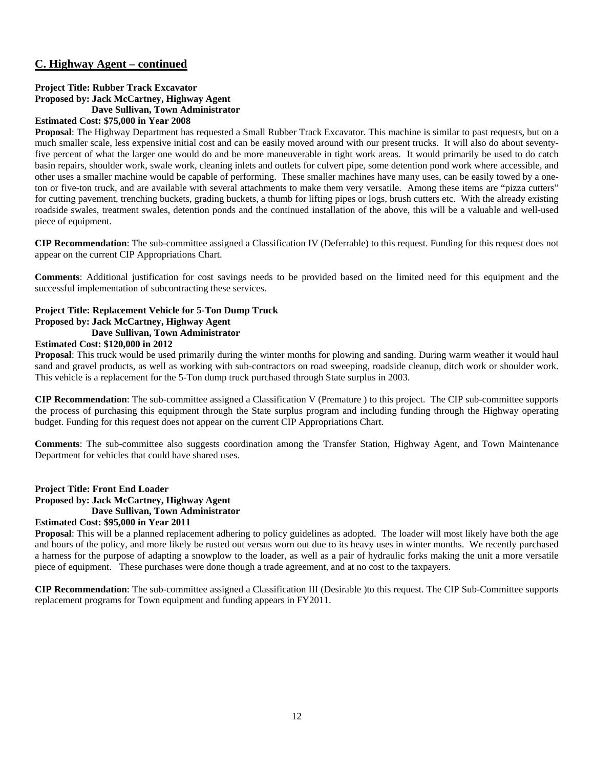## C. Highway Agent – continued

**Project Title: Rubber Track Excavator**
**Proposed by: Jack McCartney, Highway Agent**
**Dave Sullivan, Town Administrator**
**Estimated Cost: $75,000 in Year 2008**

**Proposal**: The Highway Department has requested a Small Rubber Track Excavator. This machine is similar to past requests, but on a much smaller scale, less expensive initial cost and can be easily moved around with our present trucks. It will also do about seventy-five percent of what the larger one would do and be more maneuverable in tight work areas. It would primarily be used to do catch basin repairs, shoulder work, swale work, cleaning inlets and outlets for culvert pipe, some detention pond work where accessible, and other uses a smaller machine would be capable of performing. These smaller machines have many uses, can be easily towed by a one-ton or five-ton truck, and are available with several attachments to make them very versatile. Among these items are "pizza cutters" for cutting pavement, trenching buckets, grading buckets, a thumb for lifting pipes or logs, brush cutters etc. With the already existing roadside swales, treatment swales, detention ponds and the continued installation of the above, this will be a valuable and well-used piece of equipment.

**CIP Recommendation**: The sub-committee assigned a Classification IV (Deferrable) to this request. Funding for this request does not appear on the current CIP Appropriations Chart.

**Comments**: Additional justification for cost savings needs to be provided based on the limited need for this equipment and the successful implementation of subcontracting these services.

**Project Title: Replacement Vehicle for 5-Ton Dump Truck**
**Proposed by: Jack McCartney, Highway Agent**
**Dave Sullivan, Town Administrator**
**Estimated Cost: $120,000 in 2012**

**Proposal**: This truck would be used primarily during the winter months for plowing and sanding. During warm weather it would haul sand and gravel products, as well as working with sub-contractors on road sweeping, roadside cleanup, ditch work or shoulder work. This vehicle is a replacement for the 5-Ton dump truck purchased through State surplus in 2003.

**CIP Recommendation**: The sub-committee assigned a Classification V (Premature ) to this project. The CIP sub-committee supports the process of purchasing this equipment through the State surplus program and including funding through the Highway operating budget. Funding for this request does not appear on the current CIP Appropriations Chart.

**Comments**: The sub-committee also suggests coordination among the Transfer Station, Highway Agent, and Town Maintenance Department for vehicles that could have shared uses.

**Project Title: Front End Loader**
**Proposed by: Jack McCartney, Highway Agent**
**Dave Sullivan, Town Administrator**
**Estimated Cost: $95,000 in Year 2011**

**Proposal**: This will be a planned replacement adhering to policy guidelines as adopted. The loader will most likely have both the age and hours of the policy, and more likely be rusted out versus worn out due to its heavy uses in winter months. We recently purchased a harness for the purpose of adapting a snowplow to the loader, as well as a pair of hydraulic forks making the unit a more versatile piece of equipment. These purchases were done though a trade agreement, and at no cost to the taxpayers.

**CIP Recommendation**: The sub-committee assigned a Classification III (Desirable )to this request. The CIP Sub-Committee supports replacement programs for Town equipment and funding appears in FY2011.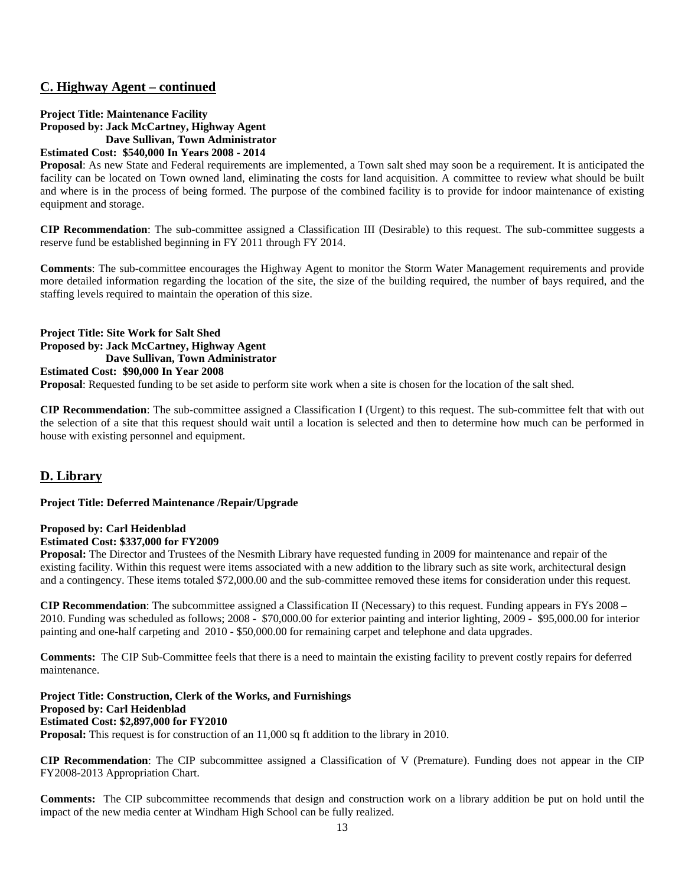## C. Highway Agent – continued

**Project Title: Maintenance Facility**
**Proposed by: Jack McCartney, Highway Agent**
**Dave Sullivan, Town Administrator**
**Estimated Cost: $540,000 In Years 2008 - 2014**

**Proposal**: As new State and Federal requirements are implemented, a Town salt shed may soon be a requirement. It is anticipated the facility can be located on Town owned land, eliminating the costs for land acquisition. A committee to review what should be built and where is in the process of being formed. The purpose of the combined facility is to provide for indoor maintenance of existing equipment and storage.

**CIP Recommendation**: The sub-committee assigned a Classification III (Desirable) to this request. The sub-committee suggests a reserve fund be established beginning in FY 2011 through FY 2014.

**Comments**: The sub-committee encourages the Highway Agent to monitor the Storm Water Management requirements and provide more detailed information regarding the location of the site, the size of the building required, the number of bays required, and the staffing levels required to maintain the operation of this size.

**Project Title: Site Work for Salt Shed**
**Proposed by: Jack McCartney, Highway Agent**
**Dave Sullivan, Town Administrator**
**Estimated Cost: $90,000 In Year 2008**

**Proposal**: Requested funding to be set aside to perform site work when a site is chosen for the location of the salt shed.

**CIP Recommendation**: The sub-committee assigned a Classification I (Urgent) to this request. The sub-committee felt that with out the selection of a site that this request should wait until a location is selected and then to determine how much can be performed in house with existing personnel and equipment.

## D. Library

**Project Title: Deferred Maintenance /Repair/Upgrade**

**Proposed by: Carl Heidenblad**
**Estimated Cost: $337,000 for FY2009**

**Proposal:** The Director and Trustees of the Nesmith Library have requested funding in 2009 for maintenance and repair of the existing facility. Within this request were items associated with a new addition to the library such as site work, architectural design and a contingency. These items totaled $72,000.00 and the sub-committee removed these items for consideration under this request.

**CIP Recommendation**: The subcommittee assigned a Classification II (Necessary) to this request. Funding appears in FYs 2008 – 2010. Funding was scheduled as follows; 2008 - $70,000.00 for exterior painting and interior lighting, 2009 - $95,000.00 for interior painting and one-half carpeting and 2010 - $50,000.00 for remaining carpet and telephone and data upgrades.

**Comments:** The CIP Sub-Committee feels that there is a need to maintain the existing facility to prevent costly repairs for deferred maintenance.

**Project Title: Construction, Clerk of the Works, and Furnishings**
**Proposed by: Carl Heidenblad**
**Estimated Cost: $2,897,000 for FY2010**

**Proposal:** This request is for construction of an 11,000 sq ft addition to the library in 2010.

**CIP Recommendation**: The CIP subcommittee assigned a Classification of V (Premature). Funding does not appear in the CIP FY2008-2013 Appropriation Chart.

**Comments:** The CIP subcommittee recommends that design and construction work on a library addition be put on hold until the impact of the new media center at Windham High School can be fully realized.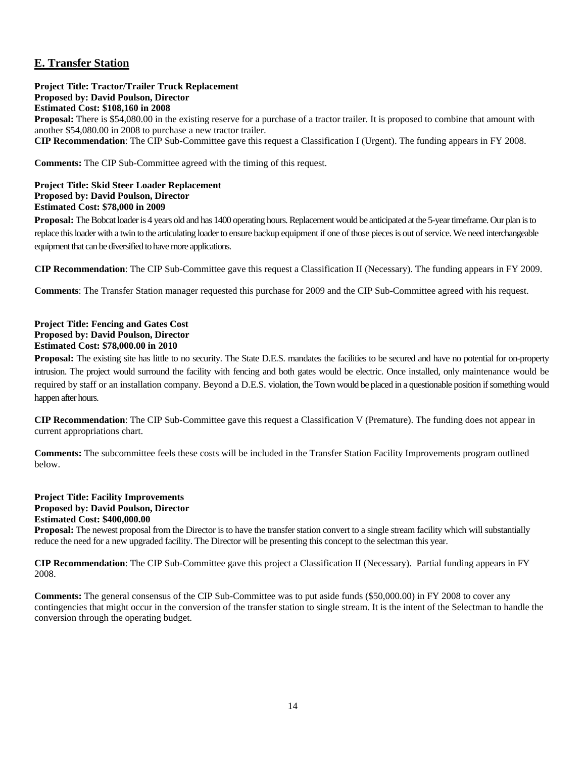## E. Transfer Station

**Project Title: Tractor/Trailer Truck Replacement**
**Proposed by: David Poulson, Director**
**Estimated Cost: $108,160 in 2008**
**Proposal:** There is $54,080.00 in the existing reserve for a purchase of a tractor trailer. It is proposed to combine that amount with another $54,080.00 in 2008 to purchase a new tractor trailer.
**CIP Recommendation**: The CIP Sub-Committee gave this request a Classification I (Urgent). The funding appears in FY 2008.

**Comments:** The CIP Sub-Committee agreed with the timing of this request.

**Project Title: Skid Steer Loader Replacement**
**Proposed by: David Poulson, Director**
**Estimated Cost: $78,000 in 2009**
**Proposal:** The Bobcat loader is 4 years old and has 1400 operating hours. Replacement would be anticipated at the 5-year timeframe. Our plan is to replace this loader with a twin to the articulating loader to ensure backup equipment if one of those pieces is out of service. We need interchangeable equipment that can be diversified to have more applications.

**CIP Recommendation**: The CIP Sub-Committee gave this request a Classification II (Necessary). The funding appears in FY 2009.

**Comments**: The Transfer Station manager requested this purchase for 2009 and the CIP Sub-Committee agreed with his request.

**Project Title: Fencing and Gates Cost**
**Proposed by: David Poulson, Director**
**Estimated Cost: $78,000.00 in 2010**
**Proposal:** The existing site has little to no security. The State D.E.S. mandates the facilities to be secured and have no potential for on-property intrusion. The project would surround the facility with fencing and both gates would be electric. Once installed, only maintenance would be required by staff or an installation company. Beyond a D.E.S. violation, the Town would be placed in a questionable position if something would happen after hours.

**CIP Recommendation**: The CIP Sub-Committee gave this request a Classification V (Premature). The funding does not appear in current appropriations chart.

**Comments:** The subcommittee feels these costs will be included in the Transfer Station Facility Improvements program outlined below.

**Project Title: Facility Improvements**
**Proposed by: David Poulson, Director**
**Estimated Cost: $400,000.00**
**Proposal:** The newest proposal from the Director is to have the transfer station convert to a single stream facility which will substantially reduce the need for a new upgraded facility. The Director will be presenting this concept to the selectman this year.

**CIP Recommendation**: The CIP Sub-Committee gave this project a Classification II (Necessary). Partial funding appears in FY 2008.

**Comments:** The general consensus of the CIP Sub-Committee was to put aside funds ($50,000.00) in FY 2008 to cover any contingencies that might occur in the conversion of the transfer station to single stream. It is the intent of the Selectman to handle the conversion through the operating budget.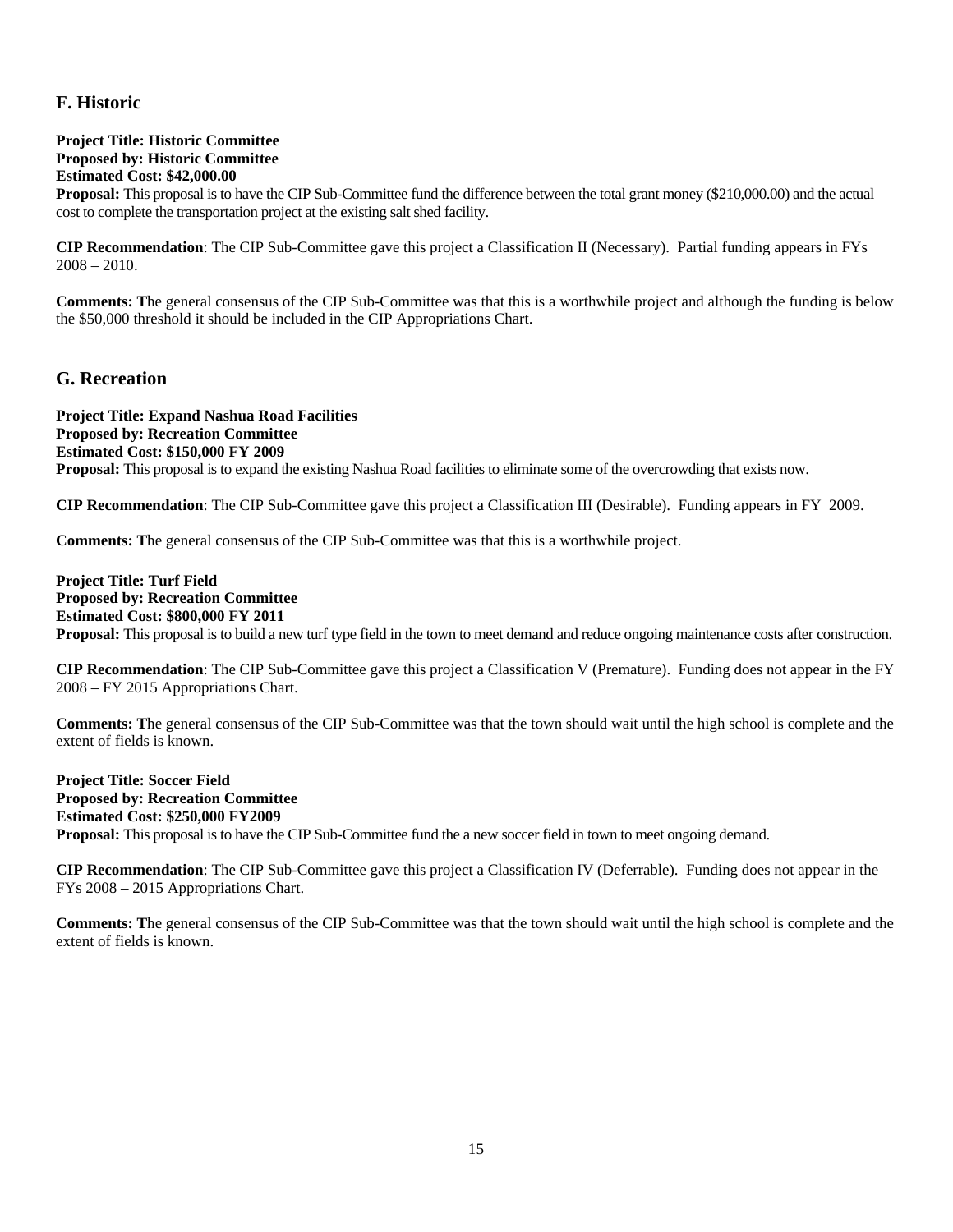## F. Historic

**Project Title: Historic Committee**
**Proposed by: Historic Committee**
**Estimated Cost: $42,000.00**
**Proposal:** This proposal is to have the CIP Sub-Committee fund the difference between the total grant money ($210,000.00) and the actual cost to complete the transportation project at the existing salt shed facility.

**CIP Recommendation**: The CIP Sub-Committee gave this project a Classification II (Necessary). Partial funding appears in FYs 2008 – 2010.

**Comments: T**he general consensus of the CIP Sub-Committee was that this is a worthwhile project and although the funding is below the $50,000 threshold it should be included in the CIP Appropriations Chart.

## G. Recreation

**Project Title: Expand Nashua Road Facilities**
**Proposed by: Recreation Committee**
**Estimated Cost: $150,000 FY 2009**
**Proposal:** This proposal is to expand the existing Nashua Road facilities to eliminate some of the overcrowding that exists now.

**CIP Recommendation**: The CIP Sub-Committee gave this project a Classification III (Desirable). Funding appears in FY 2009.

**Comments: T**he general consensus of the CIP Sub-Committee was that this is a worthwhile project.

**Project Title: Turf Field**
**Proposed by: Recreation Committee**
**Estimated Cost: $800,000 FY 2011**
**Proposal:** This proposal is to build a new turf type field in the town to meet demand and reduce ongoing maintenance costs after construction.

**CIP Recommendation**: The CIP Sub-Committee gave this project a Classification V (Premature). Funding does not appear in the FY 2008 – FY 2015 Appropriations Chart.

**Comments: T**he general consensus of the CIP Sub-Committee was that the town should wait until the high school is complete and the extent of fields is known.

**Project Title: Soccer Field**
**Proposed by: Recreation Committee**
**Estimated Cost: $250,000 FY2009**
**Proposal:** This proposal is to have the CIP Sub-Committee fund the a new soccer field in town to meet ongoing demand.

**CIP Recommendation**: The CIP Sub-Committee gave this project a Classification IV (Deferrable). Funding does not appear in the FYs 2008 – 2015 Appropriations Chart.

**Comments: T**he general consensus of the CIP Sub-Committee was that the town should wait until the high school is complete and the extent of fields is known.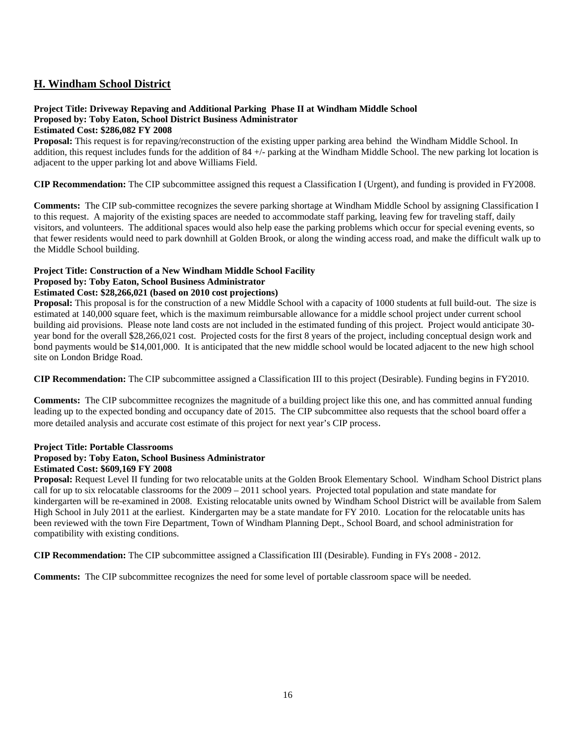## H. Windham School District

**Project Title: Driveway Repaving and Additional Parking Phase II at Windham Middle School**
**Proposed by: Toby Eaton, School District Business Administrator**
**Estimated Cost: $286,082 FY 2008**

**Proposal:** This request is for repaving/reconstruction of the existing upper parking area behind the Windham Middle School. In addition, this request includes funds for the addition of 84 +/- parking at the Windham Middle School. The new parking lot location is adjacent to the upper parking lot and above Williams Field.

**CIP Recommendation:** The CIP subcommittee assigned this request a Classification I (Urgent), and funding is provided in FY2008.

**Comments:** The CIP sub-committee recognizes the severe parking shortage at Windham Middle School by assigning Classification I to this request. A majority of the existing spaces are needed to accommodate staff parking, leaving few for traveling staff, daily visitors, and volunteers. The additional spaces would also help ease the parking problems which occur for special evening events, so that fewer residents would need to park downhill at Golden Brook, or along the winding access road, and make the difficult walk up to the Middle School building.

**Project Title: Construction of a New Windham Middle School Facility**
**Proposed by: Toby Eaton, School Business Administrator**
**Estimated Cost: $28,266,021 (based on 2010 cost projections)**

**Proposal:** This proposal is for the construction of a new Middle School with a capacity of 1000 students at full build-out. The size is estimated at 140,000 square feet, which is the maximum reimbursable allowance for a middle school project under current school building aid provisions. Please note land costs are not included in the estimated funding of this project. Project would anticipate 30-year bond for the overall $28,266,021 cost. Projected costs for the first 8 years of the project, including conceptual design work and bond payments would be $14,001,000. It is anticipated that the new middle school would be located adjacent to the new high school site on London Bridge Road.

**CIP Recommendation:** The CIP subcommittee assigned a Classification III to this project (Desirable). Funding begins in FY2010.

**Comments:** The CIP subcommittee recognizes the magnitude of a building project like this one, and has committed annual funding leading up to the expected bonding and occupancy date of 2015. The CIP subcommittee also requests that the school board offer a more detailed analysis and accurate cost estimate of this project for next year's CIP process.

**Project Title: Portable Classrooms**
**Proposed by: Toby Eaton, School Business Administrator**
**Estimated Cost: $609,169 FY 2008**

**Proposal:** Request Level II funding for two relocatable units at the Golden Brook Elementary School. Windham School District plans call for up to six relocatable classrooms for the 2009 – 2011 school years. Projected total population and state mandate for kindergarten will be re-examined in 2008. Existing relocatable units owned by Windham School District will be available from Salem High School in July 2011 at the earliest. Kindergarten may be a state mandate for FY 2010. Location for the relocatable units has been reviewed with the town Fire Department, Town of Windham Planning Dept., School Board, and school administration for compatibility with existing conditions.

**CIP Recommendation:** The CIP subcommittee assigned a Classification III (Desirable). Funding in FYs 2008 - 2012.

**Comments:** The CIP subcommittee recognizes the need for some level of portable classroom space will be needed.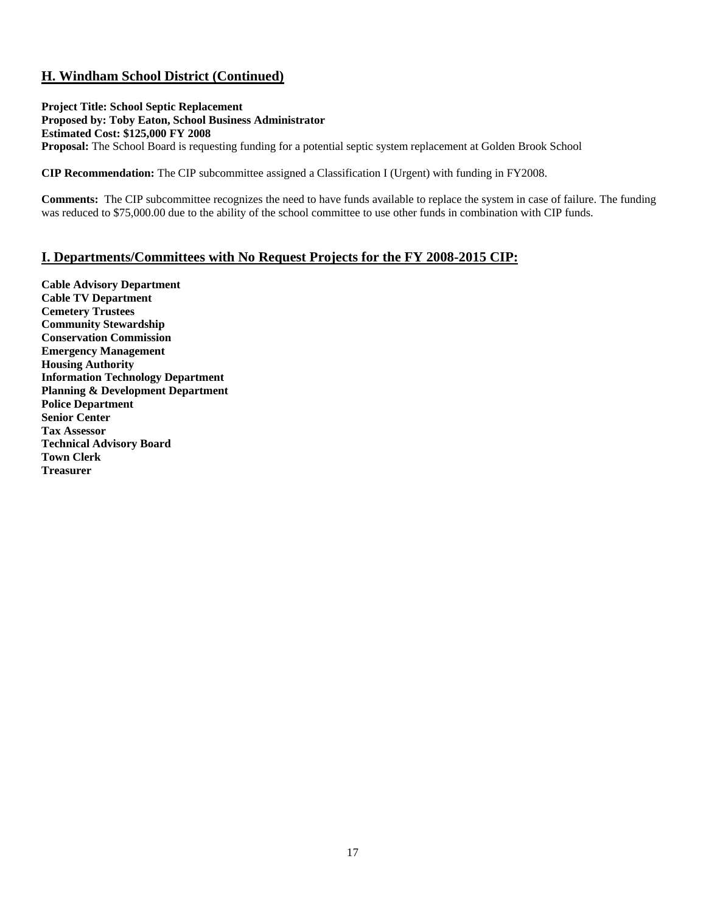## H. Windham School District (Continued)

**Project Title: School Septic Replacement**
**Proposed by: Toby Eaton, School Business Administrator**
**Estimated Cost: $125,000 FY 2008**
**Proposal:** The School Board is requesting funding for a potential septic system replacement at Golden Brook School

**CIP Recommendation:** The CIP subcommittee assigned a Classification I (Urgent) with funding in FY2008.

**Comments:** The CIP subcommittee recognizes the need to have funds available to replace the system in case of failure. The funding was reduced to $75,000.00 due to the ability of the school committee to use other funds in combination with CIP funds.

## I. Departments/Committees with No Request Projects for the FY 2008-2015 CIP:

**Cable Advisory Department**
**Cable TV Department**
**Cemetery Trustees**
**Community Stewardship**
**Conservation Commission**
**Emergency Management**
**Housing Authority**
**Information Technology Department**
**Planning & Development Department**
**Police Department**
**Senior Center**
**Tax Assessor**
**Technical Advisory Board**
**Town Clerk**
**Treasurer**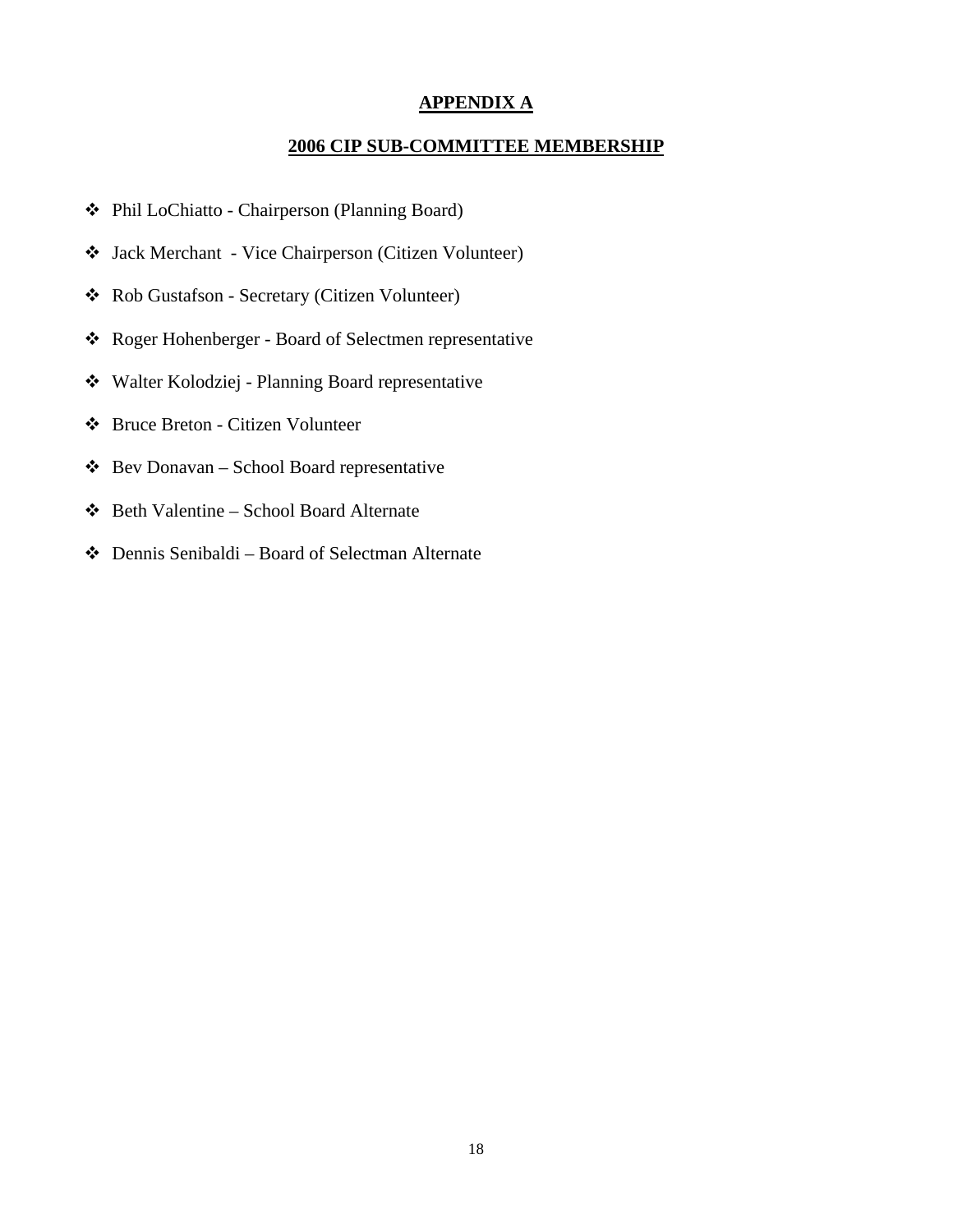# APPENDIX A

## 2006 CIP SUB-COMMITTEE MEMBERSHIP

- Phil LoChiatto - Chairperson (Planning Board)
- Jack Merchant - Vice Chairperson (Citizen Volunteer)
- Rob Gustafson - Secretary (Citizen Volunteer)
- Roger Hohenberger - Board of Selectmen representative
- Walter Kolodziej - Planning Board representative
- Bruce Breton - Citizen Volunteer
- Bev Donavan – School Board representative
- Beth Valentine – School Board Alternate
- Dennis Senibaldi – Board of Selectman Alternate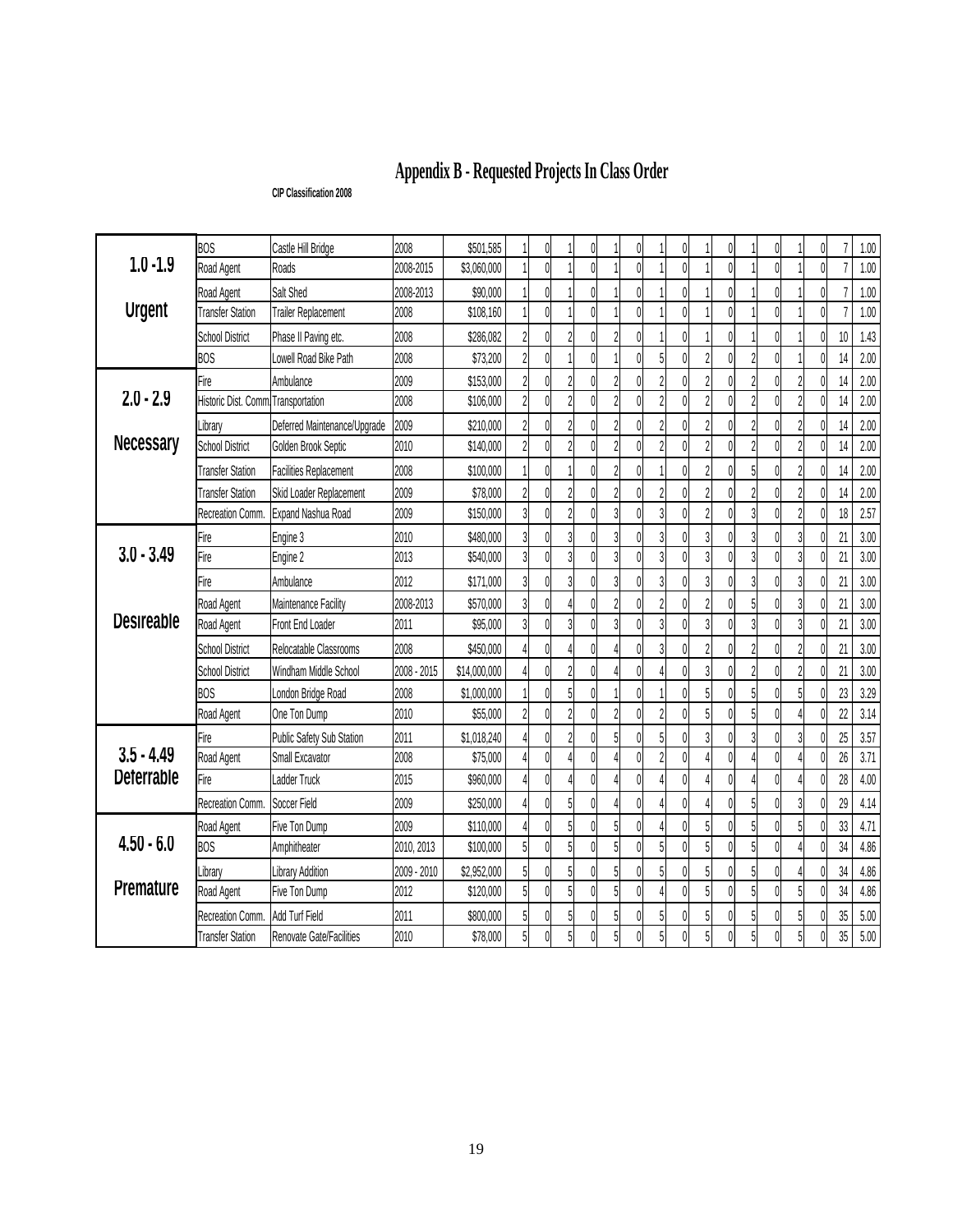# Appendix B - Requested Projects In Class Order

**CIP Classification 2008**

| Class | Department | Project | Year | Cost | | | | | | | | | | | | | | | | | | | Total | Avg |
|---|---|---|---|---|---|---|---|---|---|---|---|---|---|---|---|---|---|---|---|---|---|---|---|---|
| **1.0 -1.9 Urgent** | BOS | Castle Hill Bridge | 2008 | $501,585 | 1 | 0 | 1 | 0 | 1 | 0 | 1 | 0 | 1 | 0 | 1 | 0 | 1 | 0 | 7 | 1.00 |
| | Road Agent | Roads | 2008-2015 | $3,060,000 | 1 | 0 | 1 | 0 | 1 | 0 | 1 | 0 | 1 | 0 | 1 | 0 | 1 | 0 | 7 | 1.00 |
| | Road Agent | Salt Shed | 2008-2013 | $90,000 | 1 | 0 | 1 | 0 | 1 | 0 | 1 | 0 | 1 | 0 | 1 | 0 | 1 | 0 | 7 | 1.00 |
| | Transfer Station | Trailer Replacement | 2008 | $108,160 | 1 | 0 | 1 | 0 | 1 | 0 | 1 | 0 | 1 | 0 | 1 | 0 | 1 | 0 | 7 | 1.00 |
| | School District | Phase II Paving etc. | 2008 | $286,082 | 2 | 0 | 2 | 0 | 2 | 0 | 1 | 0 | 1 | 0 | 1 | 0 | 1 | 0 | 10 | 1.43 |
| | BOS | Lowell Road Bike Path | 2008 | $73,200 | 2 | 0 | 1 | 0 | 1 | 0 | 5 | 0 | 2 | 0 | 2 | 0 | 1 | 0 | 14 | 2.00 |
| **2.0 - 2.9 Necessary** | Fire | Ambulance | 2009 | $153,000 | 2 | 0 | 2 | 0 | 2 | 0 | 2 | 0 | 2 | 0 | 2 | 0 | 2 | 0 | 14 | 2.00 |
| | Historic Dist. Comm. | Transportation | 2008 | $106,000 | 2 | 0 | 2 | 0 | 2 | 0 | 2 | 0 | 2 | 0 | 2 | 0 | 2 | 0 | 14 | 2.00 |
| | Library | Deferred Maintenance/Upgrade | 2009 | $210,000 | 2 | 0 | 2 | 0 | 2 | 0 | 2 | 0 | 2 | 0 | 2 | 0 | 2 | 0 | 14 | 2.00 |
| | School District | Golden Brook Septic | 2010 | $140,000 | 2 | 0 | 2 | 0 | 2 | 0 | 2 | 0 | 2 | 0 | 2 | 0 | 2 | 0 | 14 | 2.00 |
| | Transfer Station | Facilities Replacement | 2008 | $100,000 | 1 | 0 | 1 | 0 | 2 | 0 | 1 | 0 | 2 | 0 | 5 | 0 | 2 | 0 | 14 | 2.00 |
| | Transfer Station | Skid Loader Replacement | 2009 | $78,000 | 2 | 0 | 2 | 0 | 2 | 0 | 2 | 0 | 2 | 0 | 2 | 0 | 2 | 0 | 14 | 2.00 |
| | Recreation Comm. | Expand Nashua Road | 2009 | $150,000 | 3 | 0 | 2 | 0 | 3 | 0 | 3 | 0 | 2 | 0 | 3 | 0 | 2 | 0 | 18 | 2.57 |
| **3.0 - 3.49 Desireable** | Fire | Engine 3 | 2010 | $480,000 | 3 | 0 | 3 | 0 | 3 | 0 | 3 | 0 | 3 | 0 | 3 | 0 | 3 | 0 | 21 | 3.00 |
| | Fire | Engine 2 | 2013 | $540,000 | 3 | 0 | 3 | 0 | 3 | 0 | 3 | 0 | 3 | 0 | 3 | 0 | 3 | 0 | 21 | 3.00 |
| | Fire | Ambulance | 2012 | $171,000 | 3 | 0 | 3 | 0 | 3 | 0 | 3 | 0 | 3 | 0 | 3 | 0 | 3 | 0 | 21 | 3.00 |
| | Road Agent | Maintenance Facility | 2008-2013 | $570,000 | 3 | 0 | 4 | 0 | 2 | 0 | 2 | 0 | 2 | 0 | 5 | 0 | 3 | 0 | 21 | 3.00 |
| | Road Agent | Front End Loader | 2011 | $95,000 | 3 | 0 | 3 | 0 | 3 | 0 | 3 | 0 | 3 | 0 | 3 | 0 | 3 | 0 | 21 | 3.00 |
| | School District | Relocatable Classrooms | 2008 | $450,000 | 4 | 0 | 4 | 0 | 4 | 0 | 3 | 0 | 2 | 0 | 2 | 0 | 2 | 0 | 21 | 3.00 |
| | School District | Windham Middle School | 2008 - 2015 | $14,000,000 | 4 | 0 | 2 | 0 | 4 | 0 | 4 | 0 | 3 | 0 | 2 | 0 | 2 | 0 | 21 | 3.00 |
| | BOS | London Bridge Road | 2008 | $1,000,000 | 1 | 0 | 5 | 0 | 1 | 0 | 1 | 0 | 5 | 0 | 5 | 0 | 5 | 0 | 23 | 3.29 |
| | Road Agent | One Ton Dump | 2010 | $55,000 | 2 | 0 | 2 | 0 | 2 | 0 | 2 | 0 | 5 | 0 | 5 | 0 | 4 | 0 | 22 | 3.14 |
| **3.5 - 4.49 Deferrable** | Fire | Public Safety Sub Station | 2011 | $1,018,240 | 4 | 0 | 2 | 0 | 5 | 0 | 5 | 0 | 3 | 0 | 3 | 0 | 3 | 0 | 25 | 3.57 |
| | Road Agent | Small Excavator | 2008 | $75,000 | 4 | 0 | 4 | 0 | 4 | 0 | 2 | 0 | 4 | 0 | 4 | 0 | 4 | 0 | 26 | 3.71 |
| | Fire | Ladder Truck | 2015 | $960,000 | 4 | 0 | 4 | 0 | 4 | 0 | 4 | 0 | 4 | 0 | 4 | 0 | 4 | 0 | 28 | 4.00 |
| | Recreation Comm. | Soccer Field | 2009 | $250,000 | 4 | 0 | 5 | 0 | 4 | 0 | 4 | 0 | 4 | 0 | 5 | 0 | 3 | 0 | 29 | 4.14 |
| **4.50 - 6.0 Premature** | Road Agent | Five Ton Dump | 2009 | $110,000 | 4 | 0 | 5 | 0 | 5 | 0 | 4 | 0 | 5 | 0 | 5 | 0 | 5 | 0 | 33 | 4.71 |
| | BOS | Amphitheater | 2010, 2013 | $100,000 | 5 | 0 | 5 | 0 | 5 | 0 | 5 | 0 | 5 | 0 | 5 | 0 | 4 | 0 | 34 | 4.86 |
| | Library | Library Addition | 2009 - 2010 | $2,952,000 | 5 | 0 | 5 | 0 | 5 | 0 | 5 | 0 | 5 | 0 | 5 | 0 | 4 | 0 | 34 | 4.86 |
| | Road Agent | Five Ton Dump | 2012 | $120,000 | 5 | 0 | 5 | 0 | 5 | 0 | 4 | 0 | 5 | 0 | 5 | 0 | 5 | 0 | 34 | 4.86 |
| | Recreation Comm. | Add Turf Field | 2011 | $800,000 | 5 | 0 | 5 | 0 | 5 | 0 | 5 | 0 | 5 | 0 | 5 | 0 | 5 | 0 | 35 | 5.00 |
| | Transfer Station | Renovate Gate/Facilities | 2010 | $78,000 | 5 | 0 | 5 | 0 | 5 | 0 | 5 | 0 | 5 | 0 | 5 | 0 | 5 | 0 | 35 | 5.00 |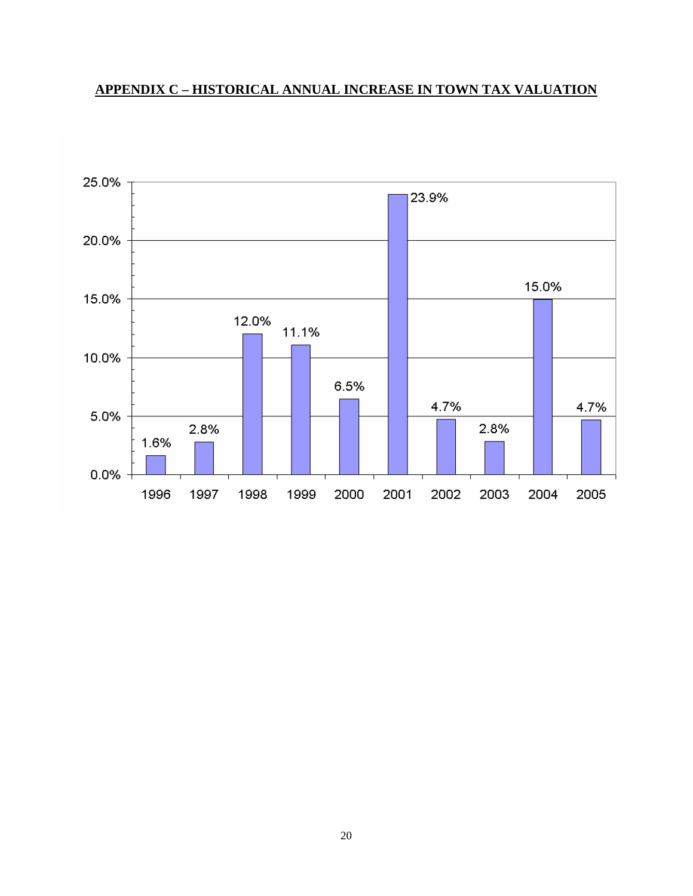## APPENDIX C – HISTORICAL ANNUAL INCREASE IN TOWN TAX VALUATION

25.0%
20.0%
15.0%
10.0%
5.0%
0.0%

1.6%
2.8%
12.0%
11.1%
6.5%
23.9%
4.7%
2.8%
15.0%
4.7%

1996
1997
1998
1999
2000
2001
2002
2003
2004
2005